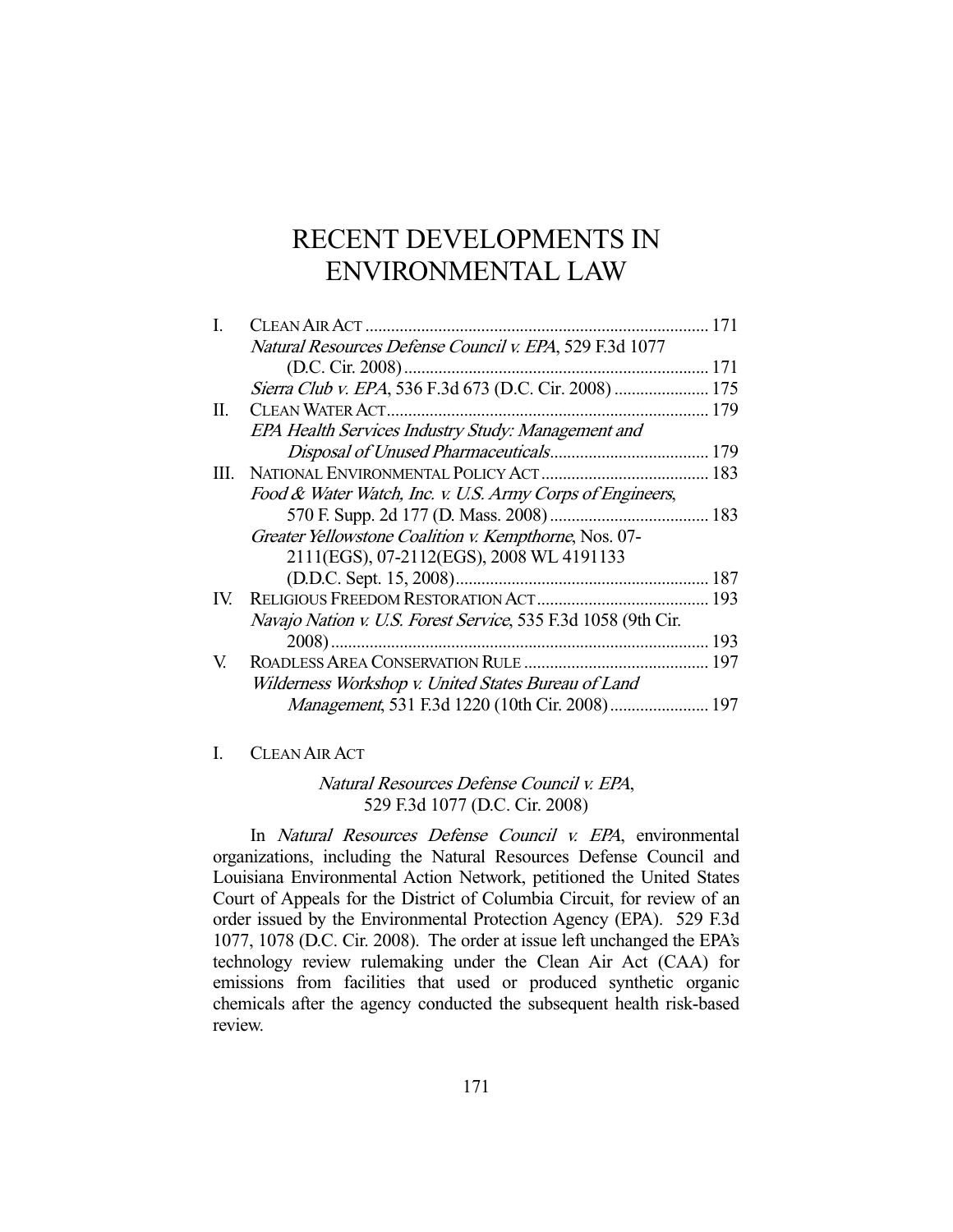# RECENT DEVELOPMENTS IN ENVIRONMENTAL LAW

| | | |
|---|---|---|
| I. | CLEAN AIR ACT | 171 |
| | *Natural Resources Defense Council v. EPA*, 529 F.3d 1077 (D.C. Cir. 2008) | 171 |
| | *Sierra Club v. EPA*, 536 F.3d 673 (D.C. Cir. 2008) | 175 |
| II. | CLEAN WATER ACT | 179 |
| | *EPA Health Services Industry Study: Management and Disposal of Unused Pharmaceuticals* | 179 |
| III. | NATIONAL ENVIRONMENTAL POLICY ACT | 183 |
| | *Food & Water Watch, Inc. v. U.S. Army Corps of Engineers*, 570 F. Supp. 2d 177 (D. Mass. 2008) | 183 |
| | *Greater Yellowstone Coalition v. Kempthorne*, Nos. 07-2111(EGS), 07-2112(EGS), 2008 WL 4191133 (D.D.C. Sept. 15, 2008) | 187 |
| IV. | RELIGIOUS FREEDOM RESTORATION ACT | 193 |
| | *Navajo Nation v. U.S. Forest Service*, 535 F.3d 1058 (9th Cir. 2008) | 193 |
| V. | ROADLESS AREA CONSERVATION RULE | 197 |
| | *Wilderness Workshop v. United States Bureau of Land Management*, 531 F.3d 1220 (10th Cir. 2008) | 197 |

## I. CLEAN AIR ACT

### *Natural Resources Defense Council v. EPA*, 529 F.3d 1077 (D.C. Cir. 2008)

In *Natural Resources Defense Council v. EPA*, environmental organizations, including the Natural Resources Defense Council and Louisiana Environmental Action Network, petitioned the United States Court of Appeals for the District of Columbia Circuit, for review of an order issued by the Environmental Protection Agency (EPA). 529 F.3d 1077, 1078 (D.C. Cir. 2008). The order at issue left unchanged the EPA's technology review rulemaking under the Clean Air Act (CAA) for emissions from facilities that used or produced synthetic organic chemicals after the agency conducted the subsequent health risk-based review.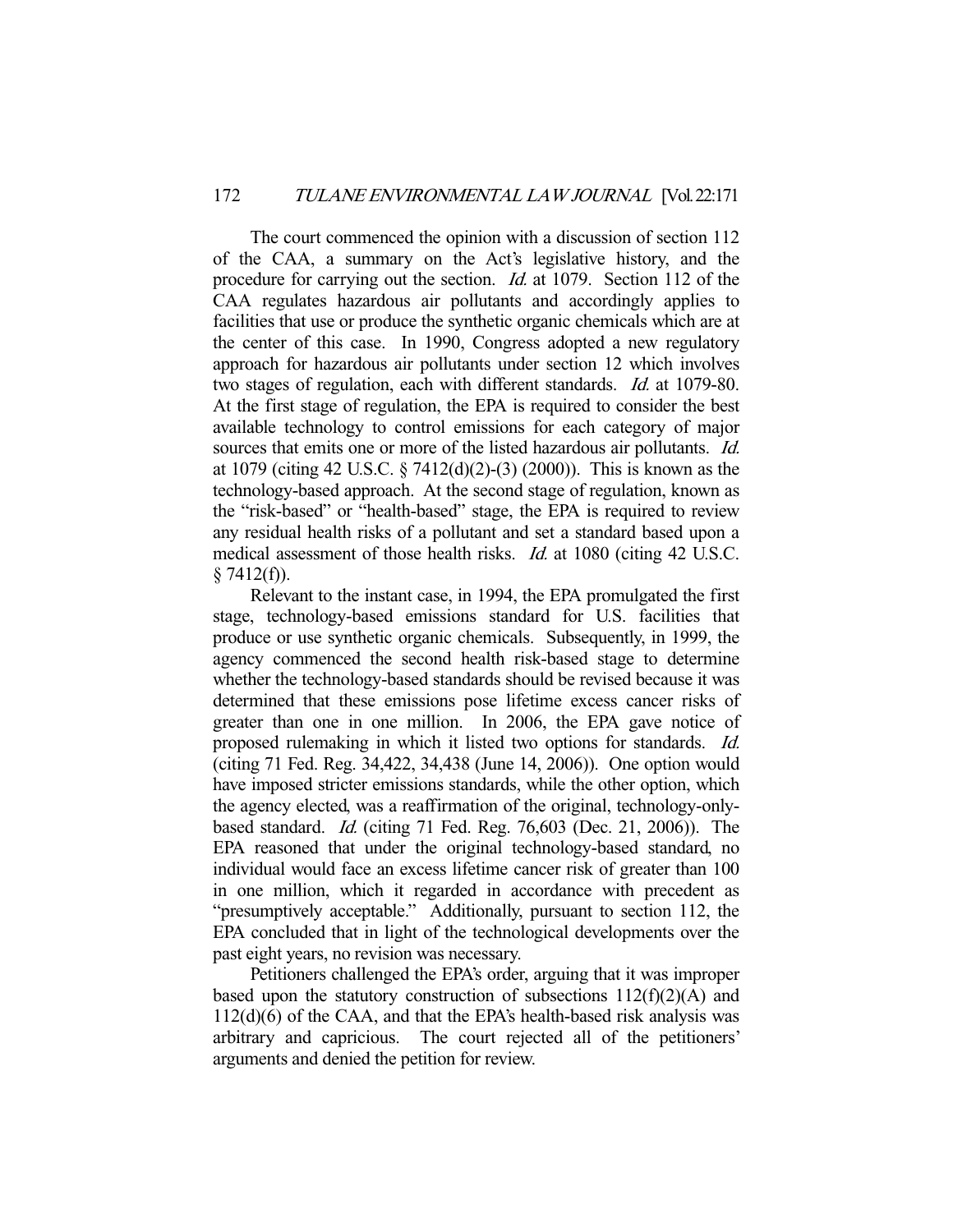The court commenced the opinion with a discussion of section 112 of the CAA, a summary on the Act's legislative history, and the procedure for carrying out the section. *Id.* at 1079. Section 112 of the CAA regulates hazardous air pollutants and accordingly applies to facilities that use or produce the synthetic organic chemicals which are at the center of this case. In 1990, Congress adopted a new regulatory approach for hazardous air pollutants under section 12 which involves two stages of regulation, each with different standards. *Id.* at 1079-80. At the first stage of regulation, the EPA is required to consider the best available technology to control emissions for each category of major sources that emits one or more of the listed hazardous air pollutants. *Id.* at 1079 (citing 42 U.S.C. § 7412(d)(2)-(3) (2000)). This is known as the technology-based approach. At the second stage of regulation, known as the "risk-based" or "health-based" stage, the EPA is required to review any residual health risks of a pollutant and set a standard based upon a medical assessment of those health risks. *Id.* at 1080 (citing 42 U.S.C. § 7412(f)).

Relevant to the instant case, in 1994, the EPA promulgated the first stage, technology-based emissions standard for U.S. facilities that produce or use synthetic organic chemicals. Subsequently, in 1999, the agency commenced the second health risk-based stage to determine whether the technology-based standards should be revised because it was determined that these emissions pose lifetime excess cancer risks of greater than one in one million. In 2006, the EPA gave notice of proposed rulemaking in which it listed two options for standards. *Id.* (citing 71 Fed. Reg. 34,422, 34,438 (June 14, 2006)). One option would have imposed stricter emissions standards, while the other option, which the agency elected, was a reaffirmation of the original, technology-only-based standard. *Id.* (citing 71 Fed. Reg. 76,603 (Dec. 21, 2006)). The EPA reasoned that under the original technology-based standard, no individual would face an excess lifetime cancer risk of greater than 100 in one million, which it regarded in accordance with precedent as "presumptively acceptable." Additionally, pursuant to section 112, the EPA concluded that in light of the technological developments over the past eight years, no revision was necessary.

Petitioners challenged the EPA's order, arguing that it was improper based upon the statutory construction of subsections 112(f)(2)(A) and 112(d)(6) of the CAA, and that the EPA's health-based risk analysis was arbitrary and capricious. The court rejected all of the petitioners' arguments and denied the petition for review.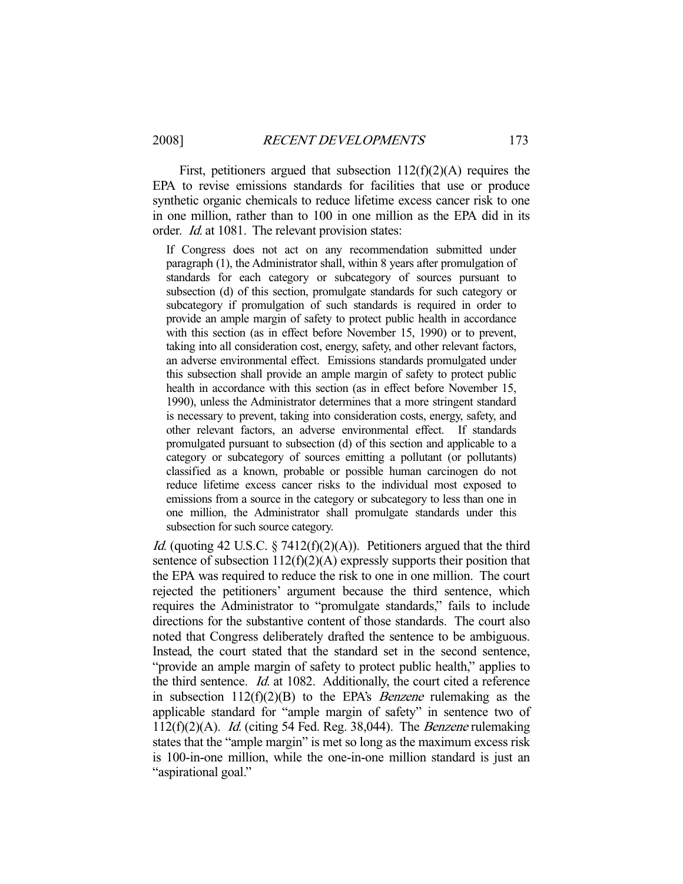First, petitioners argued that subsection 112(f)(2)(A) requires the EPA to revise emissions standards for facilities that use or produce synthetic organic chemicals to reduce lifetime excess cancer risk to one in one million, rather than to 100 in one million as the EPA did in its order. *Id.* at 1081. The relevant provision states:

> If Congress does not act on any recommendation submitted under paragraph (1), the Administrator shall, within 8 years after promulgation of standards for each category or subcategory of sources pursuant to subsection (d) of this section, promulgate standards for such category or subcategory if promulgation of such standards is required in order to provide an ample margin of safety to protect public health in accordance with this section (as in effect before November 15, 1990) or to prevent, taking into all consideration cost, energy, safety, and other relevant factors, an adverse environmental effect. Emissions standards promulgated under this subsection shall provide an ample margin of safety to protect public health in accordance with this section (as in effect before November 15, 1990), unless the Administrator determines that a more stringent standard is necessary to prevent, taking into consideration costs, energy, safety, and other relevant factors, an adverse environmental effect. If standards promulgated pursuant to subsection (d) of this section and applicable to a category or subcategory of sources emitting a pollutant (or pollutants) classified as a known, probable or possible human carcinogen do not reduce lifetime excess cancer risks to the individual most exposed to emissions from a source in the category or subcategory to less than one in one million, the Administrator shall promulgate standards under this subsection for such source category.

*Id.* (quoting 42 U.S.C. § 7412(f)(2)(A)). Petitioners argued that the third sentence of subsection 112(f)(2)(A) expressly supports their position that the EPA was required to reduce the risk to one in one million. The court rejected the petitioners' argument because the third sentence, which requires the Administrator to "promulgate standards," fails to include directions for the substantive content of those standards. The court also noted that Congress deliberately drafted the sentence to be ambiguous. Instead, the court stated that the standard set in the second sentence, "provide an ample margin of safety to protect public health," applies to the third sentence. *Id.* at 1082. Additionally, the court cited a reference in subsection 112(f)(2)(B) to the EPA's *Benzene* rulemaking as the applicable standard for "ample margin of safety" in sentence two of 112(f)(2)(A). *Id.* (citing 54 Fed. Reg. 38,044). The *Benzene* rulemaking states that the "ample margin" is met so long as the maximum excess risk is 100-in-one million, while the one-in-one million standard is just an "aspirational goal."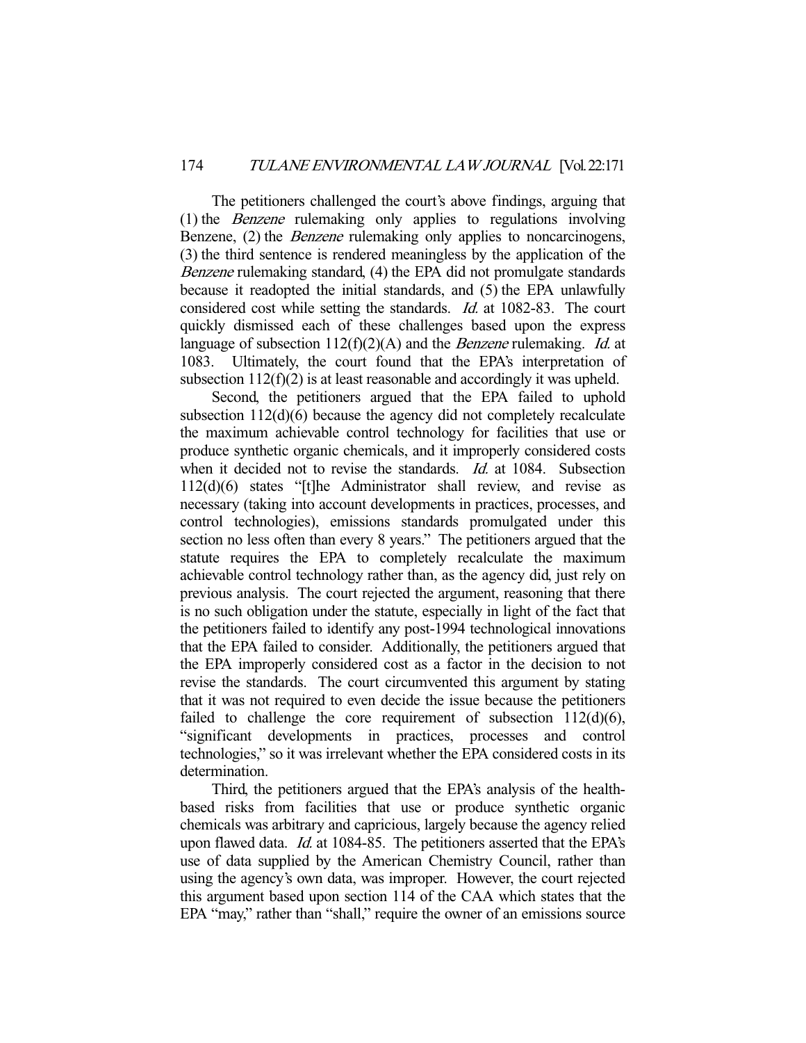The petitioners challenged the court's above findings, arguing that (1) the *Benzene* rulemaking only applies to regulations involving Benzene, (2) the *Benzene* rulemaking only applies to noncarcinogens, (3) the third sentence is rendered meaningless by the application of the *Benzene* rulemaking standard, (4) the EPA did not promulgate standards because it readopted the initial standards, and (5) the EPA unlawfully considered cost while setting the standards. *Id.* at 1082-83. The court quickly dismissed each of these challenges based upon the express language of subsection 112(f)(2)(A) and the *Benzene* rulemaking. *Id.* at 1083. Ultimately, the court found that the EPA's interpretation of subsection 112(f)(2) is at least reasonable and accordingly it was upheld.

Second, the petitioners argued that the EPA failed to uphold subsection 112(d)(6) because the agency did not completely recalculate the maximum achievable control technology for facilities that use or produce synthetic organic chemicals, and it improperly considered costs when it decided not to revise the standards. *Id.* at 1084. Subsection 112(d)(6) states "[t]he Administrator shall review, and revise as necessary (taking into account developments in practices, processes, and control technologies), emissions standards promulgated under this section no less often than every 8 years." The petitioners argued that the statute requires the EPA to completely recalculate the maximum achievable control technology rather than, as the agency did, just rely on previous analysis. The court rejected the argument, reasoning that there is no such obligation under the statute, especially in light of the fact that the petitioners failed to identify any post-1994 technological innovations that the EPA failed to consider. Additionally, the petitioners argued that the EPA improperly considered cost as a factor in the decision to not revise the standards. The court circumvented this argument by stating that it was not required to even decide the issue because the petitioners failed to challenge the core requirement of subsection 112(d)(6), "significant developments in practices, processes and control technologies," so it was irrelevant whether the EPA considered costs in its determination.

Third, the petitioners argued that the EPA's analysis of the health-based risks from facilities that use or produce synthetic organic chemicals was arbitrary and capricious, largely because the agency relied upon flawed data. *Id.* at 1084-85. The petitioners asserted that the EPA's use of data supplied by the American Chemistry Council, rather than using the agency's own data, was improper. However, the court rejected this argument based upon section 114 of the CAA which states that the EPA "may," rather than "shall," require the owner of an emissions source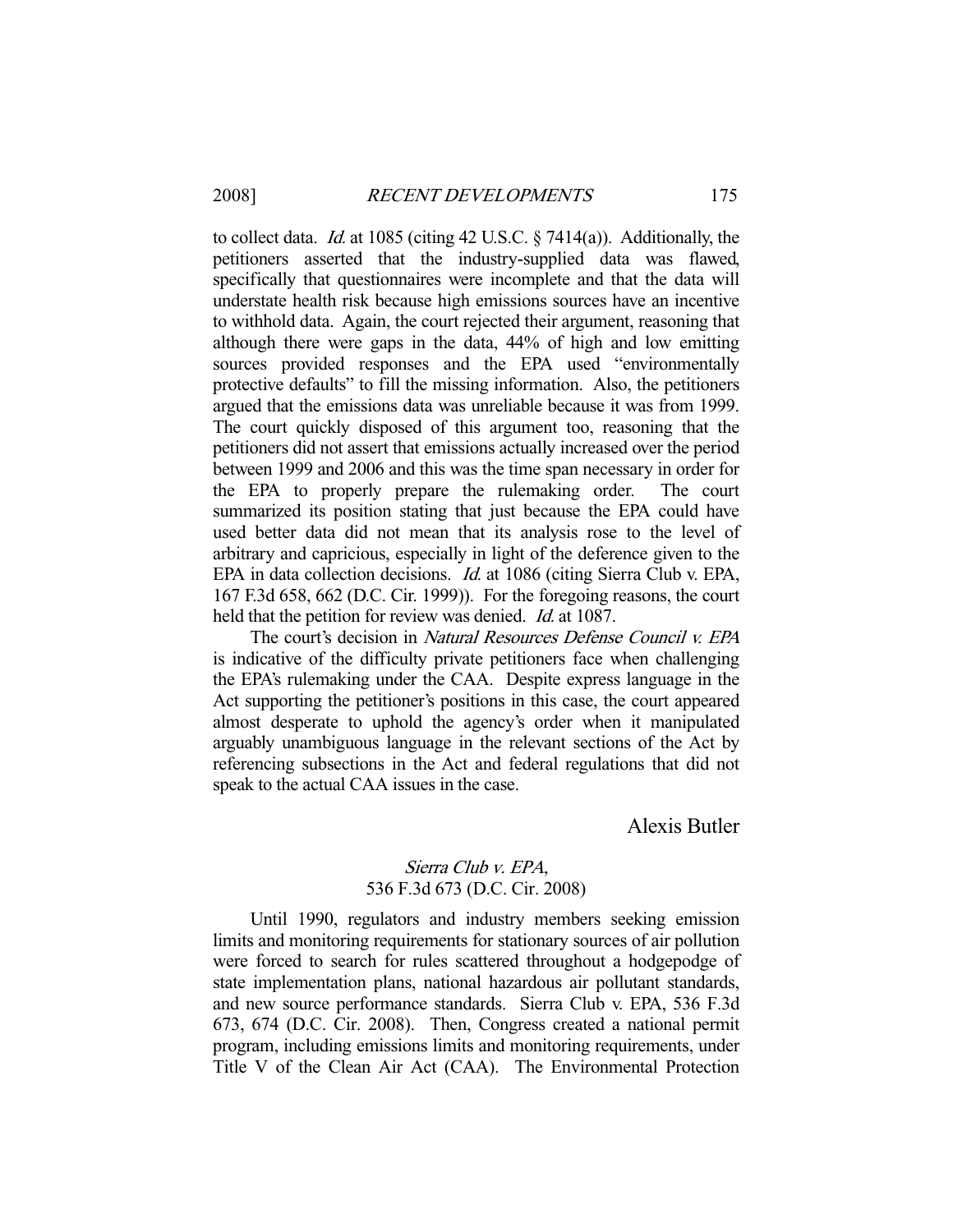to collect data. *Id.* at 1085 (citing 42 U.S.C. § 7414(a)). Additionally, the petitioners asserted that the industry-supplied data was flawed, specifically that questionnaires were incomplete and that the data will understate health risk because high emissions sources have an incentive to withhold data. Again, the court rejected their argument, reasoning that although there were gaps in the data, 44% of high and low emitting sources provided responses and the EPA used "environmentally protective defaults" to fill the missing information. Also, the petitioners argued that the emissions data was unreliable because it was from 1999. The court quickly disposed of this argument too, reasoning that the petitioners did not assert that emissions actually increased over the period between 1999 and 2006 and this was the time span necessary in order for the EPA to properly prepare the rulemaking order. The court summarized its position stating that just because the EPA could have used better data did not mean that its analysis rose to the level of arbitrary and capricious, especially in light of the deference given to the EPA in data collection decisions. *Id.* at 1086 (citing Sierra Club v. EPA, 167 F.3d 658, 662 (D.C. Cir. 1999)). For the foregoing reasons, the court held that the petition for review was denied. *Id.* at 1087.

The court's decision in *Natural Resources Defense Council v. EPA* is indicative of the difficulty private petitioners face when challenging the EPA's rulemaking under the CAA. Despite express language in the Act supporting the petitioner's positions in this case, the court appeared almost desperate to uphold the agency's order when it manipulated arguably unambiguous language in the relevant sections of the Act by referencing subsections in the Act and federal regulations that did not speak to the actual CAA issues in the case.

Alexis Butler

### *Sierra Club v. EPA*, 536 F.3d 673 (D.C. Cir. 2008)

Until 1990, regulators and industry members seeking emission limits and monitoring requirements for stationary sources of air pollution were forced to search for rules scattered throughout a hodgepodge of state implementation plans, national hazardous air pollutant standards, and new source performance standards. Sierra Club v. EPA, 536 F.3d 673, 674 (D.C. Cir. 2008). Then, Congress created a national permit program, including emissions limits and monitoring requirements, under Title V of the Clean Air Act (CAA). The Environmental Protection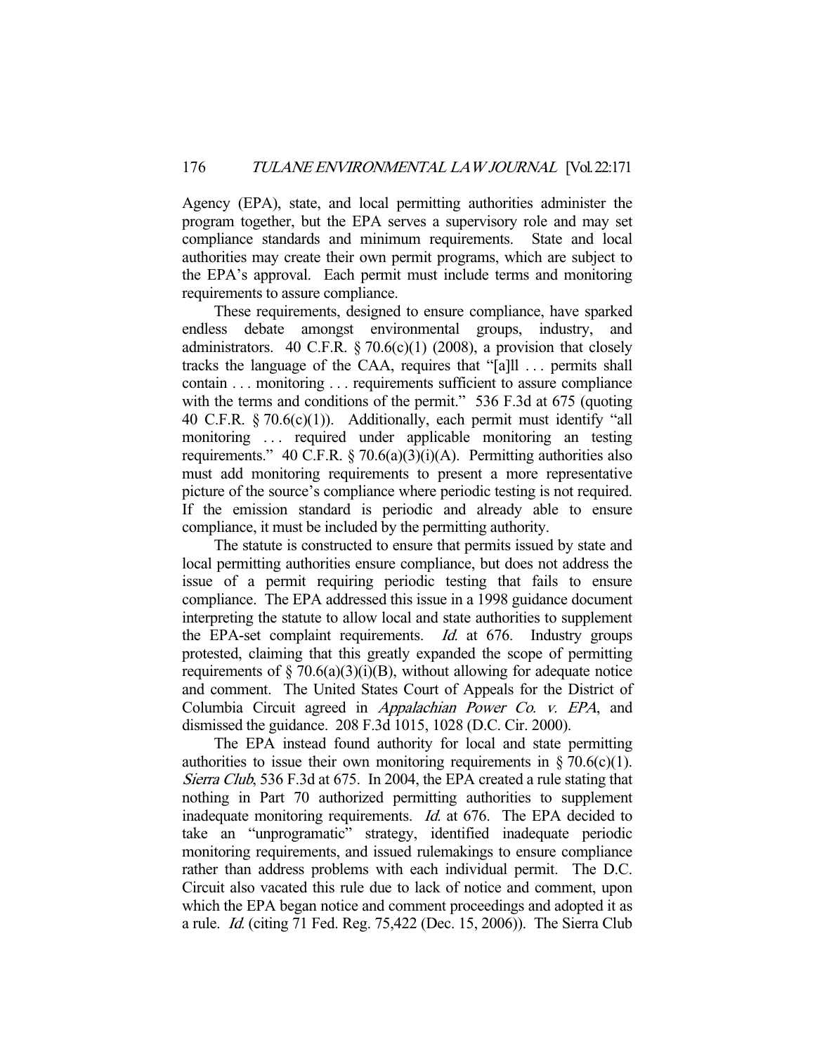Agency (EPA), state, and local permitting authorities administer the program together, but the EPA serves a supervisory role and may set compliance standards and minimum requirements. State and local authorities may create their own permit programs, which are subject to the EPA's approval. Each permit must include terms and monitoring requirements to assure compliance.

These requirements, designed to ensure compliance, have sparked endless debate amongst environmental groups, industry, and administrators. 40 C.F.R. § 70.6(c)(1) (2008), a provision that closely tracks the language of the CAA, requires that "[a]ll . . . permits shall contain . . . monitoring . . . requirements sufficient to assure compliance with the terms and conditions of the permit." 536 F.3d at 675 (quoting 40 C.F.R. § 70.6(c)(1)). Additionally, each permit must identify "all monitoring . . . required under applicable monitoring an testing requirements." 40 C.F.R. § 70.6(a)(3)(i)(A). Permitting authorities also must add monitoring requirements to present a more representative picture of the source's compliance where periodic testing is not required. If the emission standard is periodic and already able to ensure compliance, it must be included by the permitting authority.

The statute is constructed to ensure that permits issued by state and local permitting authorities ensure compliance, but does not address the issue of a permit requiring periodic testing that fails to ensure compliance. The EPA addressed this issue in a 1998 guidance document interpreting the statute to allow local and state authorities to supplement the EPA-set complaint requirements. *Id.* at 676. Industry groups protested, claiming that this greatly expanded the scope of permitting requirements of § 70.6(a)(3)(i)(B), without allowing for adequate notice and comment. The United States Court of Appeals for the District of Columbia Circuit agreed in *Appalachian Power Co. v. EPA*, and dismissed the guidance. 208 F.3d 1015, 1028 (D.C. Cir. 2000).

The EPA instead found authority for local and state permitting authorities to issue their own monitoring requirements in § 70.6(c)(1). *Sierra Club*, 536 F.3d at 675. In 2004, the EPA created a rule stating that nothing in Part 70 authorized permitting authorities to supplement inadequate monitoring requirements. *Id.* at 676. The EPA decided to take an "unprogramatic" strategy, identified inadequate periodic monitoring requirements, and issued rulemakings to ensure compliance rather than address problems with each individual permit. The D.C. Circuit also vacated this rule due to lack of notice and comment, upon which the EPA began notice and comment proceedings and adopted it as a rule. *Id.* (citing 71 Fed. Reg. 75,422 (Dec. 15, 2006)). The Sierra Club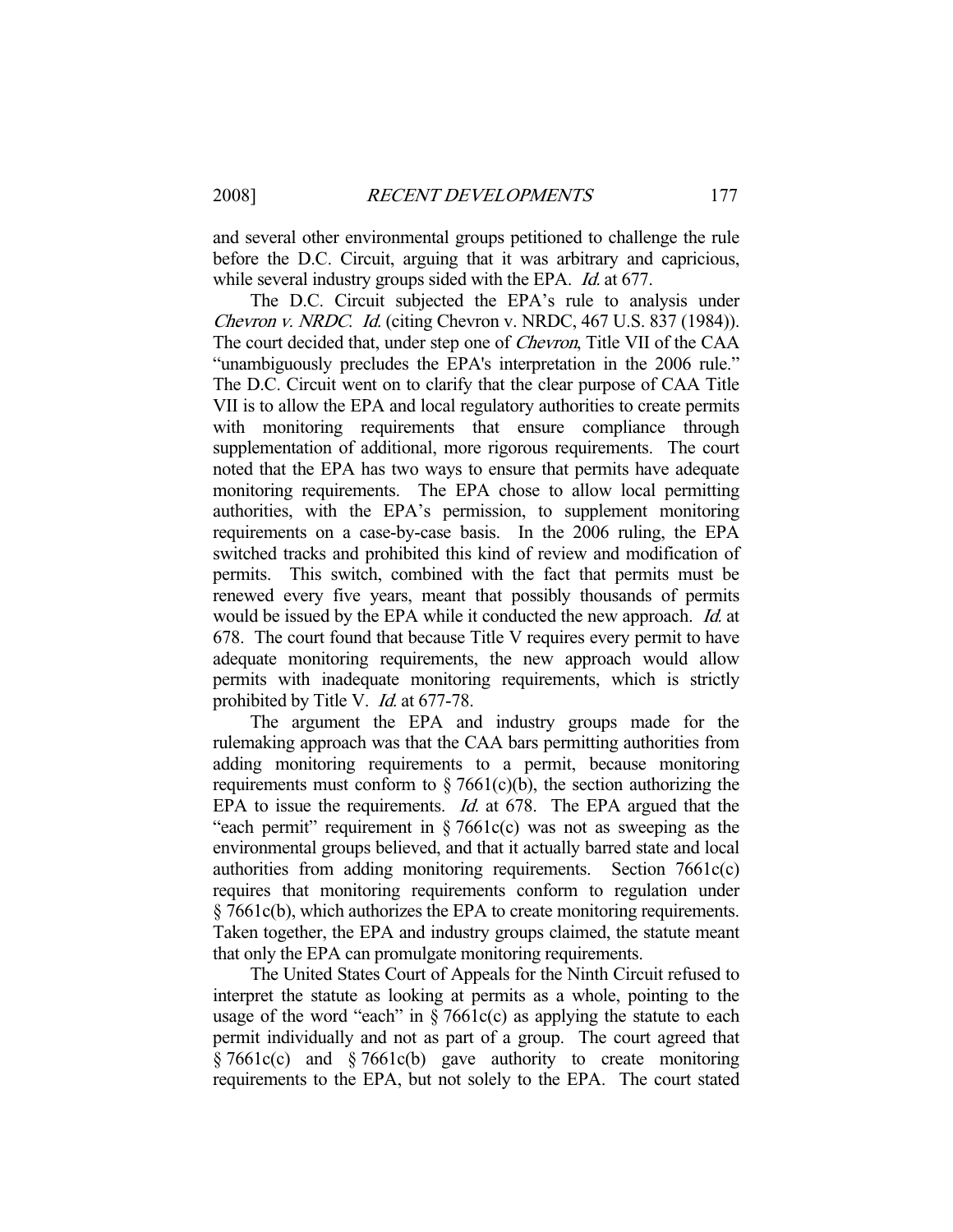and several other environmental groups petitioned to challenge the rule before the D.C. Circuit, arguing that it was arbitrary and capricious, while several industry groups sided with the EPA. *Id.* at 677.

The D.C. Circuit subjected the EPA's rule to analysis under *Chevron v. NRDC*. *Id.* (citing Chevron v. NRDC, 467 U.S. 837 (1984)). The court decided that, under step one of *Chevron*, Title VII of the CAA "unambiguously precludes the EPA's interpretation in the 2006 rule." The D.C. Circuit went on to clarify that the clear purpose of CAA Title VII is to allow the EPA and local regulatory authorities to create permits with monitoring requirements that ensure compliance through supplementation of additional, more rigorous requirements. The court noted that the EPA has two ways to ensure that permits have adequate monitoring requirements. The EPA chose to allow local permitting authorities, with the EPA's permission, to supplement monitoring requirements on a case-by-case basis. In the 2006 ruling, the EPA switched tracks and prohibited this kind of review and modification of permits. This switch, combined with the fact that permits must be renewed every five years, meant that possibly thousands of permits would be issued by the EPA while it conducted the new approach. *Id.* at 678. The court found that because Title V requires every permit to have adequate monitoring requirements, the new approach would allow permits with inadequate monitoring requirements, which is strictly prohibited by Title V. *Id.* at 677-78.

The argument the EPA and industry groups made for the rulemaking approach was that the CAA bars permitting authorities from adding monitoring requirements to a permit, because monitoring requirements must conform to § 7661(c)(b), the section authorizing the EPA to issue the requirements. *Id.* at 678. The EPA argued that the "each permit" requirement in § 7661c(c) was not as sweeping as the environmental groups believed, and that it actually barred state and local authorities from adding monitoring requirements. Section 7661c(c) requires that monitoring requirements conform to regulation under § 7661c(b), which authorizes the EPA to create monitoring requirements. Taken together, the EPA and industry groups claimed, the statute meant that only the EPA can promulgate monitoring requirements.

The United States Court of Appeals for the Ninth Circuit refused to interpret the statute as looking at permits as a whole, pointing to the usage of the word "each" in § 7661c(c) as applying the statute to each permit individually and not as part of a group. The court agreed that § 7661c(c) and § 7661c(b) gave authority to create monitoring requirements to the EPA, but not solely to the EPA. The court stated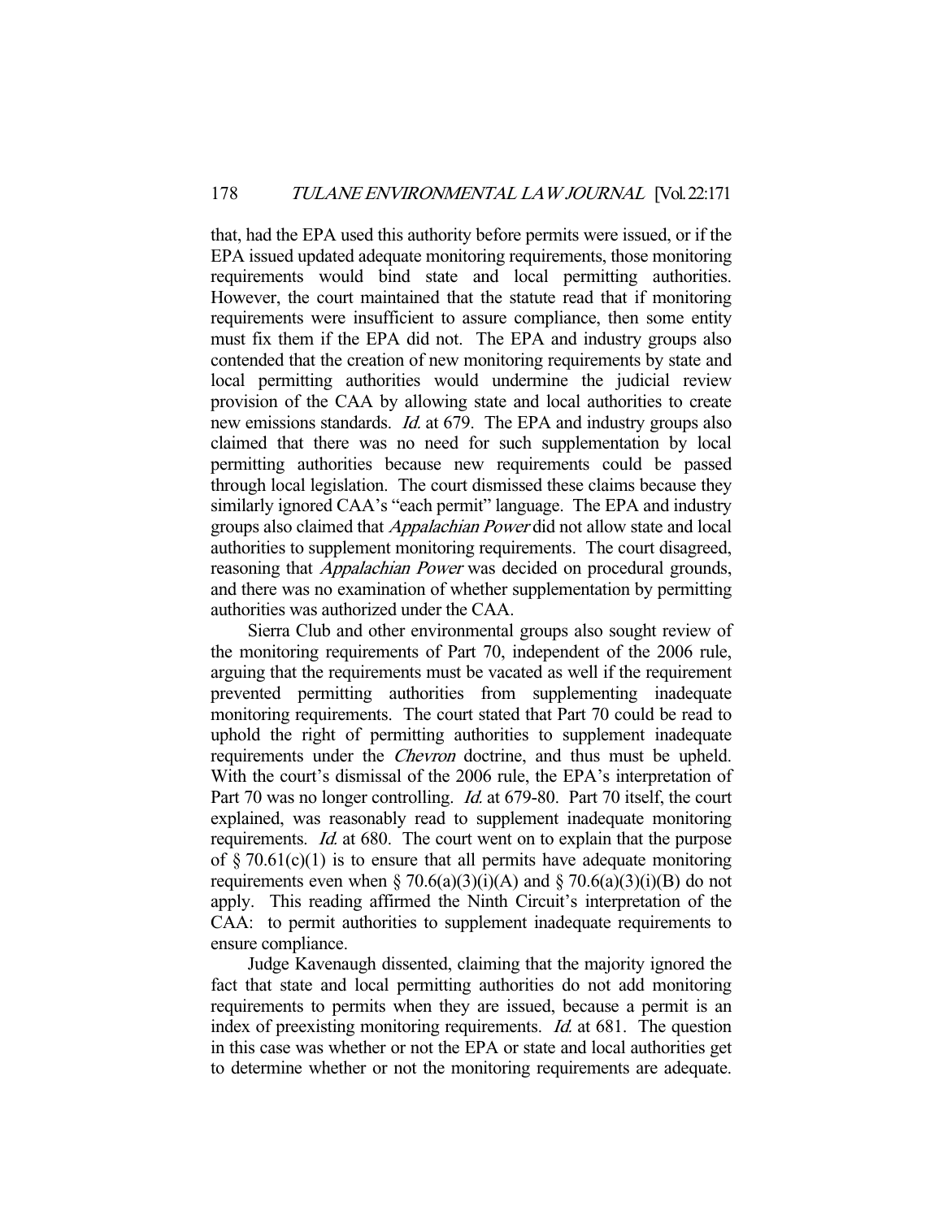that, had the EPA used this authority before permits were issued, or if the EPA issued updated adequate monitoring requirements, those monitoring requirements would bind state and local permitting authorities. However, the court maintained that the statute read that if monitoring requirements were insufficient to assure compliance, then some entity must fix them if the EPA did not. The EPA and industry groups also contended that the creation of new monitoring requirements by state and local permitting authorities would undermine the judicial review provision of the CAA by allowing state and local authorities to create new emissions standards. *Id.* at 679. The EPA and industry groups also claimed that there was no need for such supplementation by local permitting authorities because new requirements could be passed through local legislation. The court dismissed these claims because they similarly ignored CAA's "each permit" language. The EPA and industry groups also claimed that *Appalachian Power* did not allow state and local authorities to supplement monitoring requirements. The court disagreed, reasoning that *Appalachian Power* was decided on procedural grounds, and there was no examination of whether supplementation by permitting authorities was authorized under the CAA.

Sierra Club and other environmental groups also sought review of the monitoring requirements of Part 70, independent of the 2006 rule, arguing that the requirements must be vacated as well if the requirement prevented permitting authorities from supplementing inadequate monitoring requirements. The court stated that Part 70 could be read to uphold the right of permitting authorities to supplement inadequate requirements under the *Chevron* doctrine, and thus must be upheld. With the court's dismissal of the 2006 rule, the EPA's interpretation of Part 70 was no longer controlling. *Id.* at 679-80. Part 70 itself, the court explained, was reasonably read to supplement inadequate monitoring requirements. *Id.* at 680. The court went on to explain that the purpose of § 70.61(c)(1) is to ensure that all permits have adequate monitoring requirements even when § 70.6(a)(3)(i)(A) and § 70.6(a)(3)(i)(B) do not apply. This reading affirmed the Ninth Circuit's interpretation of the CAA: to permit authorities to supplement inadequate requirements to ensure compliance.

Judge Kavenaugh dissented, claiming that the majority ignored the fact that state and local permitting authorities do not add monitoring requirements to permits when they are issued, because a permit is an index of preexisting monitoring requirements. *Id.* at 681. The question in this case was whether or not the EPA or state and local authorities get to determine whether or not the monitoring requirements are adequate.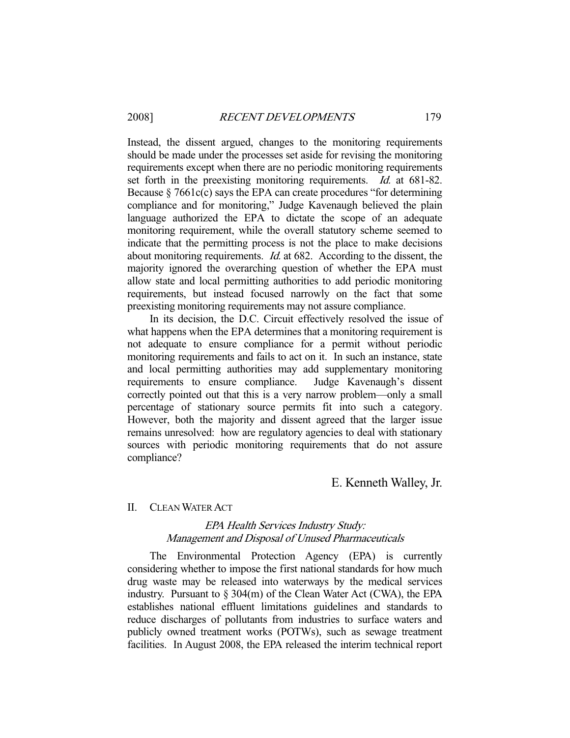Instead, the dissent argued, changes to the monitoring requirements should be made under the processes set aside for revising the monitoring requirements except when there are no periodic monitoring requirements set forth in the preexisting monitoring requirements. *Id.* at 681-82. Because § 7661c(c) says the EPA can create procedures "for determining compliance and for monitoring," Judge Kavenaugh believed the plain language authorized the EPA to dictate the scope of an adequate monitoring requirement, while the overall statutory scheme seemed to indicate that the permitting process is not the place to make decisions about monitoring requirements. *Id.* at 682. According to the dissent, the majority ignored the overarching question of whether the EPA must allow state and local permitting authorities to add periodic monitoring requirements, but instead focused narrowly on the fact that some preexisting monitoring requirements may not assure compliance.

In its decision, the D.C. Circuit effectively resolved the issue of what happens when the EPA determines that a monitoring requirement is not adequate to ensure compliance for a permit without periodic monitoring requirements and fails to act on it. In such an instance, state and local permitting authorities may add supplementary monitoring requirements to ensure compliance. Judge Kavenaugh's dissent correctly pointed out that this is a very narrow problem—only a small percentage of stationary source permits fit into such a category. However, both the majority and dissent agreed that the larger issue remains unresolved: how are regulatory agencies to deal with stationary sources with periodic monitoring requirements that do not assure compliance?

E. Kenneth Walley, Jr.

## II. CLEAN WATER ACT

### *EPA Health Services Industry Study: Management and Disposal of Unused Pharmaceuticals*

The Environmental Protection Agency (EPA) is currently considering whether to impose the first national standards for how much drug waste may be released into waterways by the medical services industry. Pursuant to § 304(m) of the Clean Water Act (CWA), the EPA establishes national effluent limitations guidelines and standards to reduce discharges of pollutants from industries to surface waters and publicly owned treatment works (POTWs), such as sewage treatment facilities. In August 2008, the EPA released the interim technical report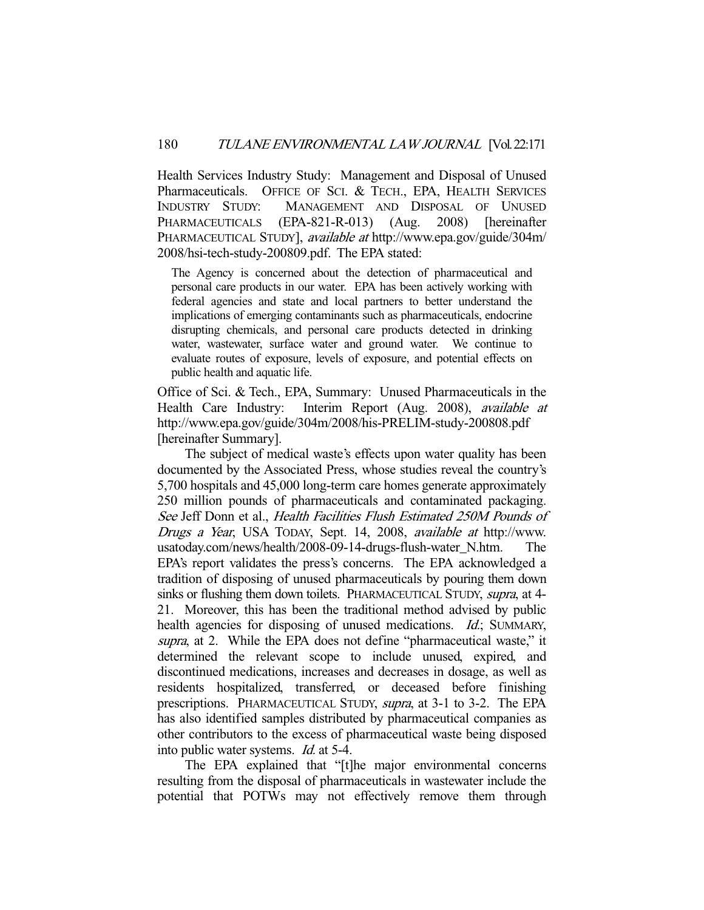Health Services Industry Study: Management and Disposal of Unused Pharmaceuticals. OFFICE OF SCI. & TECH., EPA, HEALTH SERVICES INDUSTRY STUDY: MANAGEMENT AND DISPOSAL OF UNUSED PHARMACEUTICALS (EPA-821-R-013) (Aug. 2008) [hereinafter PHARMACEUTICAL STUDY], *available at* http://www.epa.gov/guide/304m/2008/hsi-tech-study-200809.pdf. The EPA stated:

> The Agency is concerned about the detection of pharmaceutical and personal care products in our water. EPA has been actively working with federal agencies and state and local partners to better understand the implications of emerging contaminants such as pharmaceuticals, endocrine disrupting chemicals, and personal care products detected in drinking water, wastewater, surface water and ground water. We continue to evaluate routes of exposure, levels of exposure, and potential effects on public health and aquatic life.

Office of Sci. & Tech., EPA, Summary: Unused Pharmaceuticals in the Health Care Industry: Interim Report (Aug. 2008), *available at* http://www.epa.gov/guide/304m/2008/his-PRELIM-study-200808.pdf [hereinafter Summary].

The subject of medical waste's effects upon water quality has been documented by the Associated Press, whose studies reveal the country's 5,700 hospitals and 45,000 long-term care homes generate approximately 250 million pounds of pharmaceuticals and contaminated packaging. *See* Jeff Donn et al., *Health Facilities Flush Estimated 250M Pounds of Drugs a Year*, USA TODAY, Sept. 14, 2008, *available at* http://www.usatoday.com/news/health/2008-09-14-drugs-flush-water_N.htm. The EPA's report validates the press's concerns. The EPA acknowledged a tradition of disposing of unused pharmaceuticals by pouring them down sinks or flushing them down toilets. PHARMACEUTICAL STUDY, *supra*, at 4-21. Moreover, this has been the traditional method advised by public health agencies for disposing of unused medications. *Id.*; SUMMARY, *supra*, at 2. While the EPA does not define "pharmaceutical waste," it determined the relevant scope to include unused, expired, and discontinued medications, increases and decreases in dosage, as well as residents hospitalized, transferred, or deceased before finishing prescriptions. PHARMACEUTICAL STUDY, *supra*, at 3-1 to 3-2. The EPA has also identified samples distributed by pharmaceutical companies as other contributors to the excess of pharmaceutical waste being disposed into public water systems. *Id.* at 5-4.

The EPA explained that "[t]he major environmental concerns resulting from the disposal of pharmaceuticals in wastewater include the potential that POTWs may not effectively remove them through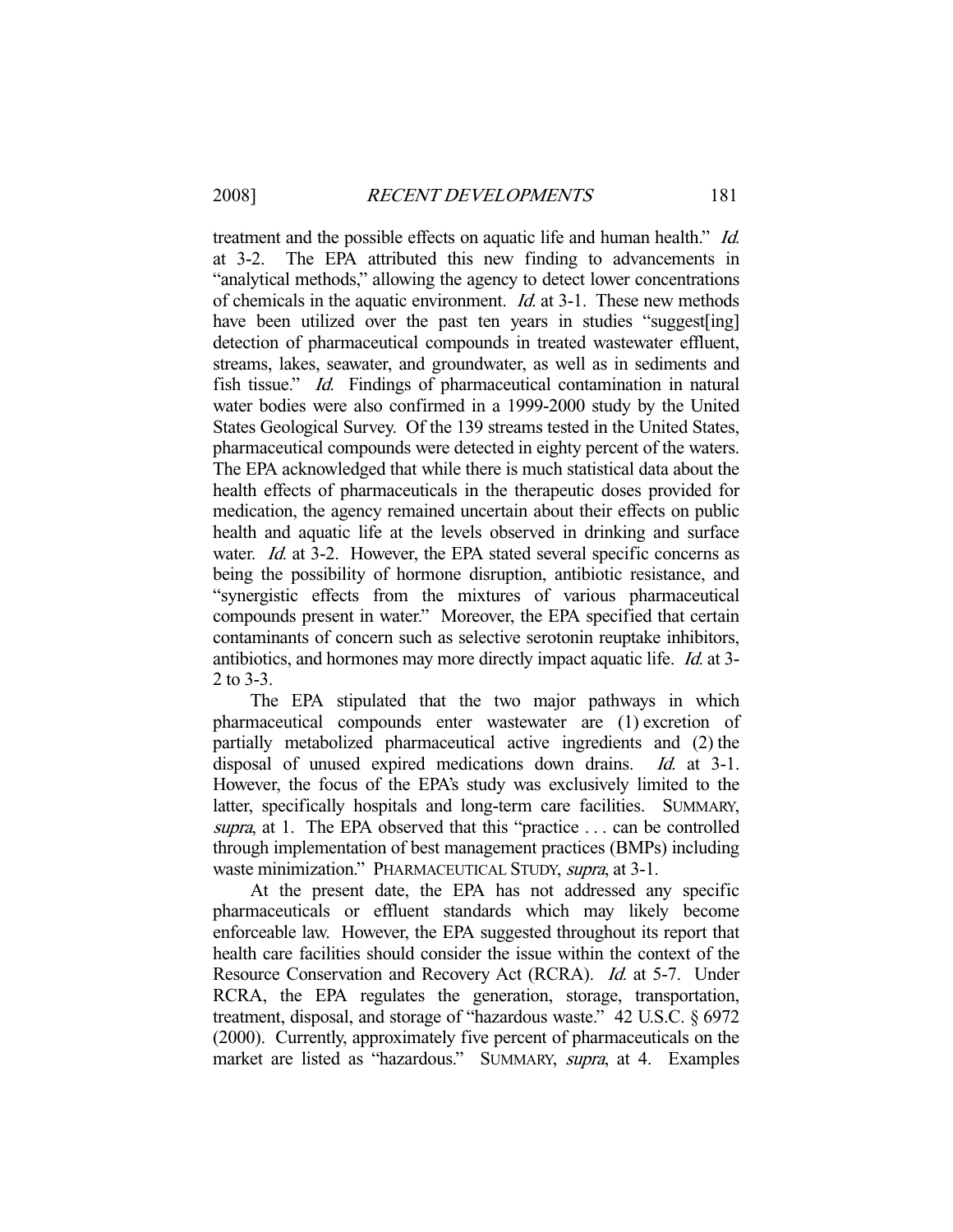treatment and the possible effects on aquatic life and human health." *Id.* at 3-2. The EPA attributed this new finding to advancements in "analytical methods," allowing the agency to detect lower concentrations of chemicals in the aquatic environment. *Id.* at 3-1. These new methods have been utilized over the past ten years in studies "suggest[ing] detection of pharmaceutical compounds in treated wastewater effluent, streams, lakes, seawater, and groundwater, as well as in sediments and fish tissue." *Id.* Findings of pharmaceutical contamination in natural water bodies were also confirmed in a 1999-2000 study by the United States Geological Survey. Of the 139 streams tested in the United States, pharmaceutical compounds were detected in eighty percent of the waters. The EPA acknowledged that while there is much statistical data about the health effects of pharmaceuticals in the therapeutic doses provided for medication, the agency remained uncertain about their effects on public health and aquatic life at the levels observed in drinking and surface water. *Id.* at 3-2. However, the EPA stated several specific concerns as being the possibility of hormone disruption, antibiotic resistance, and "synergistic effects from the mixtures of various pharmaceutical compounds present in water." Moreover, the EPA specified that certain contaminants of concern such as selective serotonin reuptake inhibitors, antibiotics, and hormones may more directly impact aquatic life. *Id.* at 3-2 to 3-3.

The EPA stipulated that the two major pathways in which pharmaceutical compounds enter wastewater are (1) excretion of partially metabolized pharmaceutical active ingredients and (2) the disposal of unused expired medications down drains. *Id.* at 3-1. However, the focus of the EPA's study was exclusively limited to the latter, specifically hospitals and long-term care facilities. SUMMARY, *supra*, at 1. The EPA observed that this "practice . . . can be controlled through implementation of best management practices (BMPs) including waste minimization." PHARMACEUTICAL STUDY, *supra*, at 3-1.

At the present date, the EPA has not addressed any specific pharmaceuticals or effluent standards which may likely become enforceable law. However, the EPA suggested throughout its report that health care facilities should consider the issue within the context of the Resource Conservation and Recovery Act (RCRA). *Id.* at 5-7. Under RCRA, the EPA regulates the generation, storage, transportation, treatment, disposal, and storage of "hazardous waste." 42 U.S.C. § 6972 (2000). Currently, approximately five percent of pharmaceuticals on the market are listed as "hazardous." SUMMARY, *supra*, at 4. Examples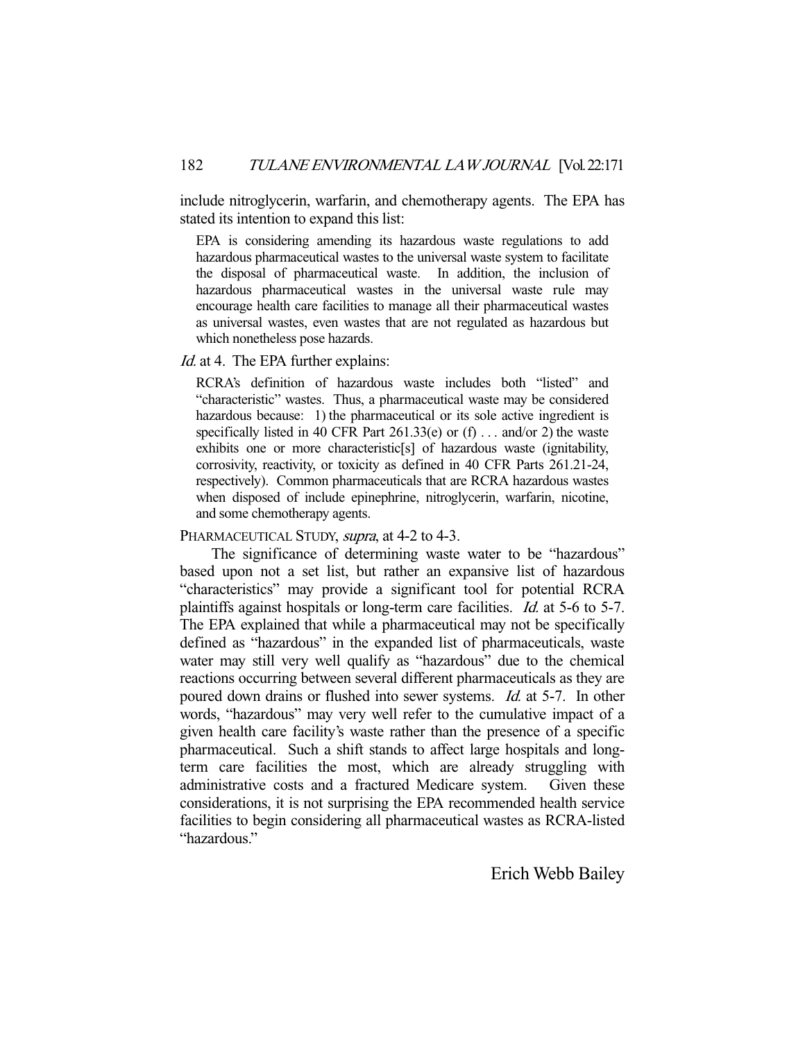include nitroglycerin, warfarin, and chemotherapy agents. The EPA has stated its intention to expand this list:

> EPA is considering amending its hazardous waste regulations to add hazardous pharmaceutical wastes to the universal waste system to facilitate the disposal of pharmaceutical waste. In addition, the inclusion of hazardous pharmaceutical wastes in the universal waste rule may encourage health care facilities to manage all their pharmaceutical wastes as universal wastes, even wastes that are not regulated as hazardous but which nonetheless pose hazards.

*Id.* at 4. The EPA further explains:

> RCRA's definition of hazardous waste includes both "listed" and "characteristic" wastes. Thus, a pharmaceutical waste may be considered hazardous because: 1) the pharmaceutical or its sole active ingredient is specifically listed in 40 CFR Part 261.33(e) or (f) . . . and/or 2) the waste exhibits one or more characteristic[s] of hazardous waste (ignitability, corrosivity, reactivity, or toxicity as defined in 40 CFR Parts 261.21-24, respectively). Common pharmaceuticals that are RCRA hazardous wastes when disposed of include epinephrine, nitroglycerin, warfarin, nicotine, and some chemotherapy agents.

PHARMACEUTICAL STUDY, *supra*, at 4-2 to 4-3.

The significance of determining waste water to be "hazardous" based upon not a set list, but rather an expansive list of hazardous "characteristics" may provide a significant tool for potential RCRA plaintiffs against hospitals or long-term care facilities. *Id.* at 5-6 to 5-7. The EPA explained that while a pharmaceutical may not be specifically defined as "hazardous" in the expanded list of pharmaceuticals, waste water may still very well qualify as "hazardous" due to the chemical reactions occurring between several different pharmaceuticals as they are poured down drains or flushed into sewer systems. *Id.* at 5-7. In other words, "hazardous" may very well refer to the cumulative impact of a given health care facility's waste rather than the presence of a specific pharmaceutical. Such a shift stands to affect large hospitals and long-term care facilities the most, which are already struggling with administrative costs and a fractured Medicare system. Given these considerations, it is not surprising the EPA recommended health service facilities to begin considering all pharmaceutical wastes as RCRA-listed "hazardous."

Erich Webb Bailey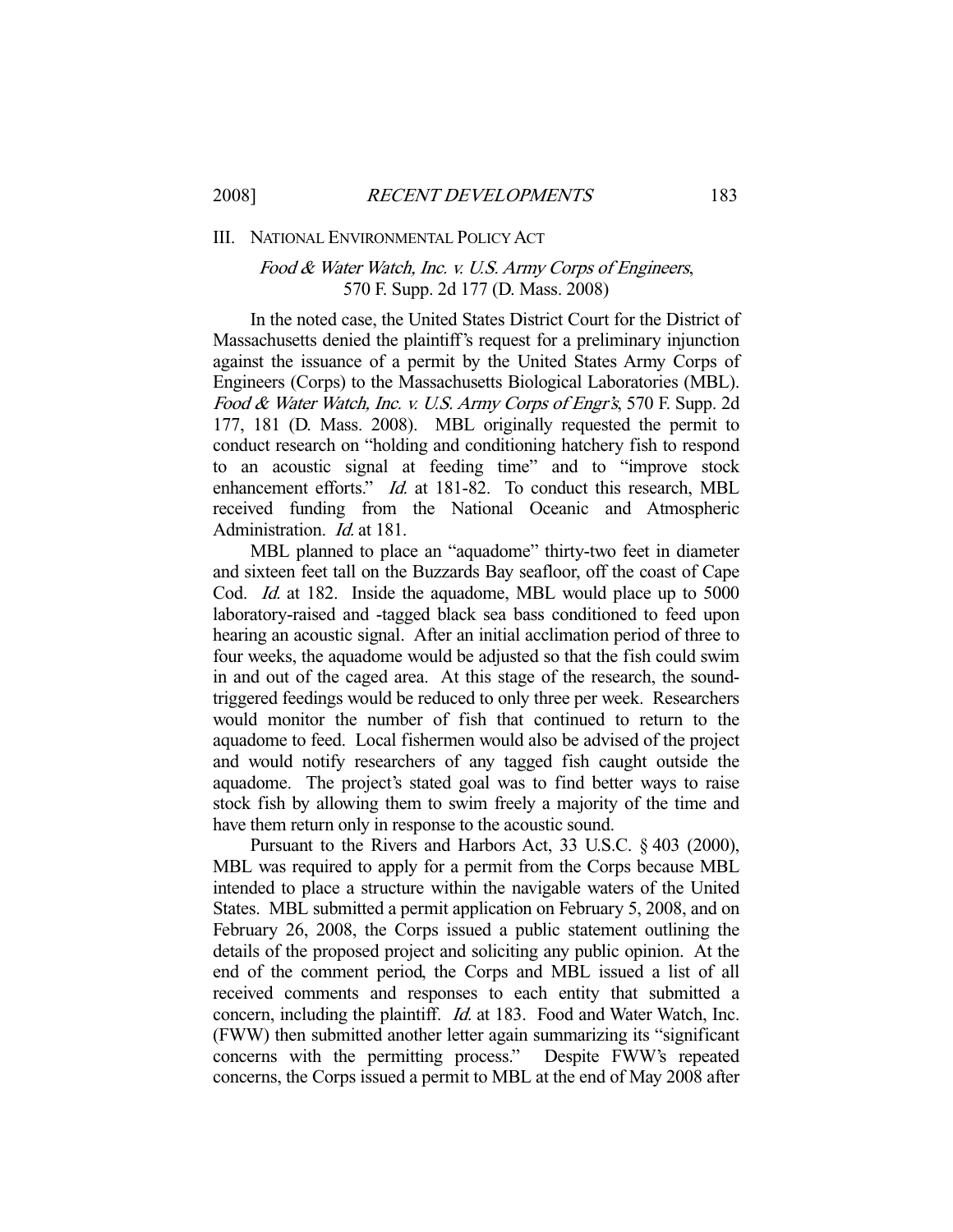## III. NATIONAL ENVIRONMENTAL POLICY ACT

### *Food & Water Watch, Inc. v. U.S. Army Corps of Engineers*, 570 F. Supp. 2d 177 (D. Mass. 2008)

In the noted case, the United States District Court for the District of Massachusetts denied the plaintiff's request for a preliminary injunction against the issuance of a permit by the United States Army Corps of Engineers (Corps) to the Massachusetts Biological Laboratories (MBL). *Food & Water Watch, Inc. v. U.S. Army Corps of Engr's*, 570 F. Supp. 2d 177, 181 (D. Mass. 2008). MBL originally requested the permit to conduct research on "holding and conditioning hatchery fish to respond to an acoustic signal at feeding time" and to "improve stock enhancement efforts." *Id.* at 181-82. To conduct this research, MBL received funding from the National Oceanic and Atmospheric Administration. *Id.* at 181.

MBL planned to place an "aquadome" thirty-two feet in diameter and sixteen feet tall on the Buzzards Bay seafloor, off the coast of Cape Cod. *Id.* at 182. Inside the aquadome, MBL would place up to 5000 laboratory-raised and -tagged black sea bass conditioned to feed upon hearing an acoustic signal. After an initial acclimation period of three to four weeks, the aquadome would be adjusted so that the fish could swim in and out of the caged area. At this stage of the research, the sound-triggered feedings would be reduced to only three per week. Researchers would monitor the number of fish that continued to return to the aquadome to feed. Local fishermen would also be advised of the project and would notify researchers of any tagged fish caught outside the aquadome. The project's stated goal was to find better ways to raise stock fish by allowing them to swim freely a majority of the time and have them return only in response to the acoustic sound.

Pursuant to the Rivers and Harbors Act, 33 U.S.C. § 403 (2000), MBL was required to apply for a permit from the Corps because MBL intended to place a structure within the navigable waters of the United States. MBL submitted a permit application on February 5, 2008, and on February 26, 2008, the Corps issued a public statement outlining the details of the proposed project and soliciting any public opinion. At the end of the comment period, the Corps and MBL issued a list of all received comments and responses to each entity that submitted a concern, including the plaintiff. *Id.* at 183. Food and Water Watch, Inc. (FWW) then submitted another letter again summarizing its "significant concerns with the permitting process." Despite FWW's repeated concerns, the Corps issued a permit to MBL at the end of May 2008 after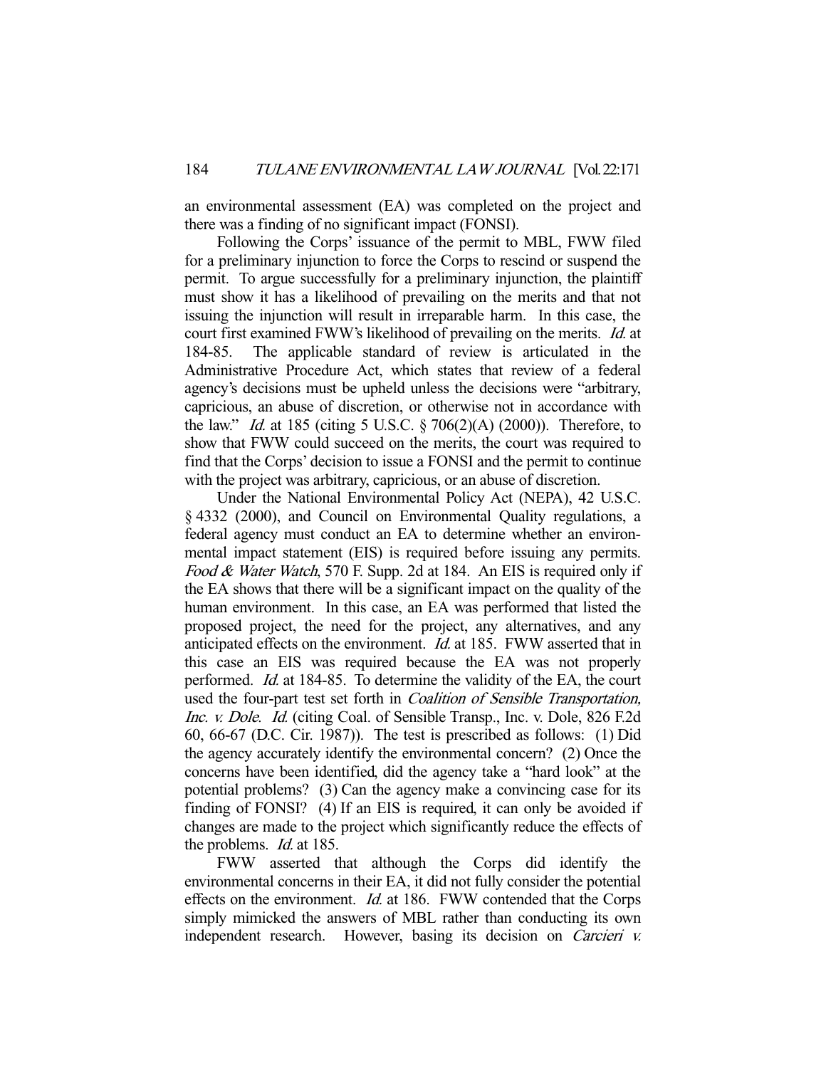an environmental assessment (EA) was completed on the project and there was a finding of no significant impact (FONSI).

Following the Corps' issuance of the permit to MBL, FWW filed for a preliminary injunction to force the Corps to rescind or suspend the permit. To argue successfully for a preliminary injunction, the plaintiff must show it has a likelihood of prevailing on the merits and that not issuing the injunction will result in irreparable harm. In this case, the court first examined FWW's likelihood of prevailing on the merits. *Id.* at 184-85. The applicable standard of review is articulated in the Administrative Procedure Act, which states that review of a federal agency's decisions must be upheld unless the decisions were "arbitrary, capricious, an abuse of discretion, or otherwise not in accordance with the law." *Id.* at 185 (citing 5 U.S.C. § 706(2)(A) (2000)). Therefore, to show that FWW could succeed on the merits, the court was required to find that the Corps' decision to issue a FONSI and the permit to continue with the project was arbitrary, capricious, or an abuse of discretion.

Under the National Environmental Policy Act (NEPA), 42 U.S.C. § 4332 (2000), and Council on Environmental Quality regulations, a federal agency must conduct an EA to determine whether an environmental impact statement (EIS) is required before issuing any permits. *Food & Water Watch*, 570 F. Supp. 2d at 184. An EIS is required only if the EA shows that there will be a significant impact on the quality of the human environment. In this case, an EA was performed that listed the proposed project, the need for the project, any alternatives, and any anticipated effects on the environment. *Id.* at 185. FWW asserted that in this case an EIS was required because the EA was not properly performed. *Id.* at 184-85. To determine the validity of the EA, the court used the four-part test set forth in *Coalition of Sensible Transportation, Inc. v. Dole*. *Id.* (citing Coal. of Sensible Transp., Inc. v. Dole, 826 F.2d 60, 66-67 (D.C. Cir. 1987)). The test is prescribed as follows: (1) Did the agency accurately identify the environmental concern? (2) Once the concerns have been identified, did the agency take a "hard look" at the potential problems? (3) Can the agency make a convincing case for its finding of FONSI? (4) If an EIS is required, it can only be avoided if changes are made to the project which significantly reduce the effects of the problems. *Id.* at 185.

FWW asserted that although the Corps did identify the environmental concerns in their EA, it did not fully consider the potential effects on the environment. *Id.* at 186. FWW contended that the Corps simply mimicked the answers of MBL rather than conducting its own independent research. However, basing its decision on *Carcieri v.*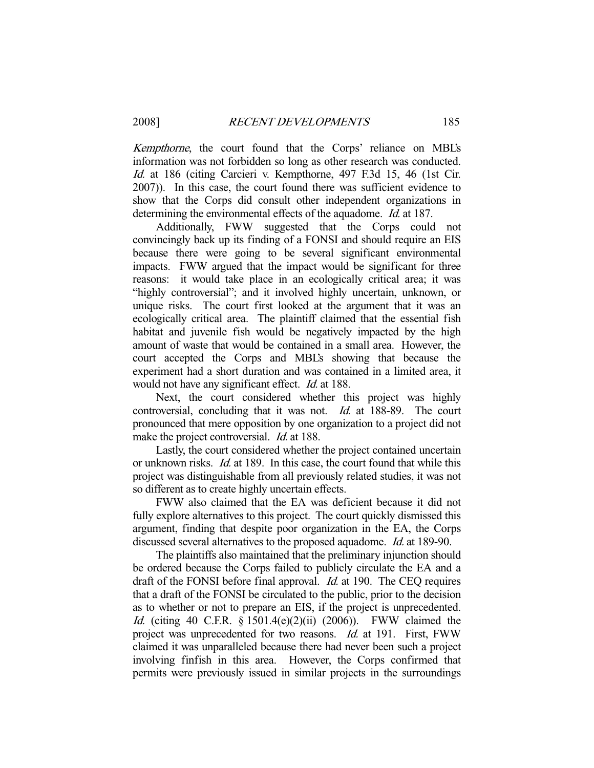*Kempthorne*, the court found that the Corps' reliance on MBL's information was not forbidden so long as other research was conducted. *Id.* at 186 (citing Carcieri v. Kempthorne, 497 F.3d 15, 46 (1st Cir. 2007)). In this case, the court found there was sufficient evidence to show that the Corps did consult other independent organizations in determining the environmental effects of the aquadome. *Id.* at 187.

Additionally, FWW suggested that the Corps could not convincingly back up its finding of a FONSI and should require an EIS because there were going to be several significant environmental impacts. FWW argued that the impact would be significant for three reasons: it would take place in an ecologically critical area; it was "highly controversial"; and it involved highly uncertain, unknown, or unique risks. The court first looked at the argument that it was an ecologically critical area. The plaintiff claimed that the essential fish habitat and juvenile fish would be negatively impacted by the high amount of waste that would be contained in a small area. However, the court accepted the Corps and MBL's showing that because the experiment had a short duration and was contained in a limited area, it would not have any significant effect. *Id.* at 188.

Next, the court considered whether this project was highly controversial, concluding that it was not. *Id.* at 188-89. The court pronounced that mere opposition by one organization to a project did not make the project controversial. *Id.* at 188.

Lastly, the court considered whether the project contained uncertain or unknown risks. *Id.* at 189. In this case, the court found that while this project was distinguishable from all previously related studies, it was not so different as to create highly uncertain effects.

FWW also claimed that the EA was deficient because it did not fully explore alternatives to this project. The court quickly dismissed this argument, finding that despite poor organization in the EA, the Corps discussed several alternatives to the proposed aquadome. *Id.* at 189-90.

The plaintiffs also maintained that the preliminary injunction should be ordered because the Corps failed to publicly circulate the EA and a draft of the FONSI before final approval. *Id.* at 190. The CEQ requires that a draft of the FONSI be circulated to the public, prior to the decision as to whether or not to prepare an EIS, if the project is unprecedented. *Id.* (citing 40 C.F.R. § 1501.4(e)(2)(ii) (2006)). FWW claimed the project was unprecedented for two reasons. *Id.* at 191. First, FWW claimed it was unparalleled because there had never been such a project involving finfish in this area. However, the Corps confirmed that permits were previously issued in similar projects in the surroundings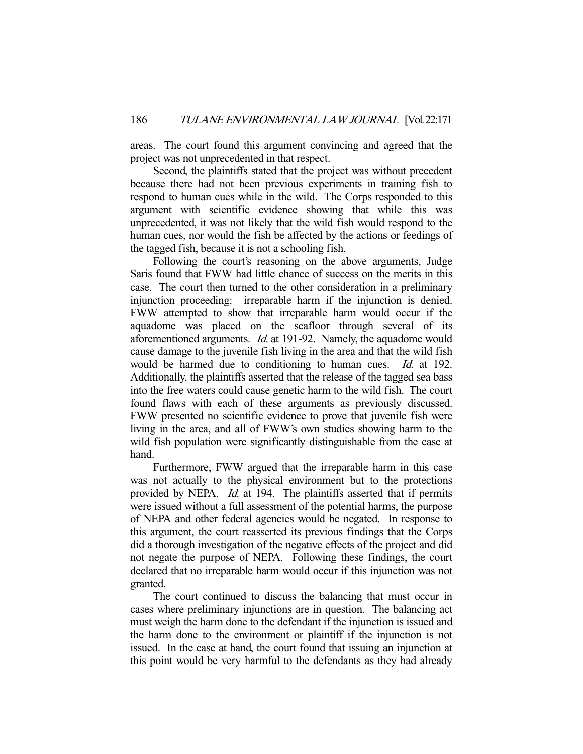areas. The court found this argument convincing and agreed that the project was not unprecedented in that respect.

Second, the plaintiffs stated that the project was without precedent because there had not been previous experiments in training fish to respond to human cues while in the wild. The Corps responded to this argument with scientific evidence showing that while this was unprecedented, it was not likely that the wild fish would respond to the human cues, nor would the fish be affected by the actions or feedings of the tagged fish, because it is not a schooling fish.

Following the court's reasoning on the above arguments, Judge Saris found that FWW had little chance of success on the merits in this case. The court then turned to the other consideration in a preliminary injunction proceeding: irreparable harm if the injunction is denied. FWW attempted to show that irreparable harm would occur if the aquadome was placed on the seafloor through several of its aforementioned arguments. *Id.* at 191-92. Namely, the aquadome would cause damage to the juvenile fish living in the area and that the wild fish would be harmed due to conditioning to human cues. *Id.* at 192. Additionally, the plaintiffs asserted that the release of the tagged sea bass into the free waters could cause genetic harm to the wild fish. The court found flaws with each of these arguments as previously discussed. FWW presented no scientific evidence to prove that juvenile fish were living in the area, and all of FWW's own studies showing harm to the wild fish population were significantly distinguishable from the case at hand.

Furthermore, FWW argued that the irreparable harm in this case was not actually to the physical environment but to the protections provided by NEPA. *Id.* at 194. The plaintiffs asserted that if permits were issued without a full assessment of the potential harms, the purpose of NEPA and other federal agencies would be negated. In response to this argument, the court reasserted its previous findings that the Corps did a thorough investigation of the negative effects of the project and did not negate the purpose of NEPA. Following these findings, the court declared that no irreparable harm would occur if this injunction was not granted.

The court continued to discuss the balancing that must occur in cases where preliminary injunctions are in question. The balancing act must weigh the harm done to the defendant if the injunction is issued and the harm done to the environment or plaintiff if the injunction is not issued. In the case at hand, the court found that issuing an injunction at this point would be very harmful to the defendants as they had already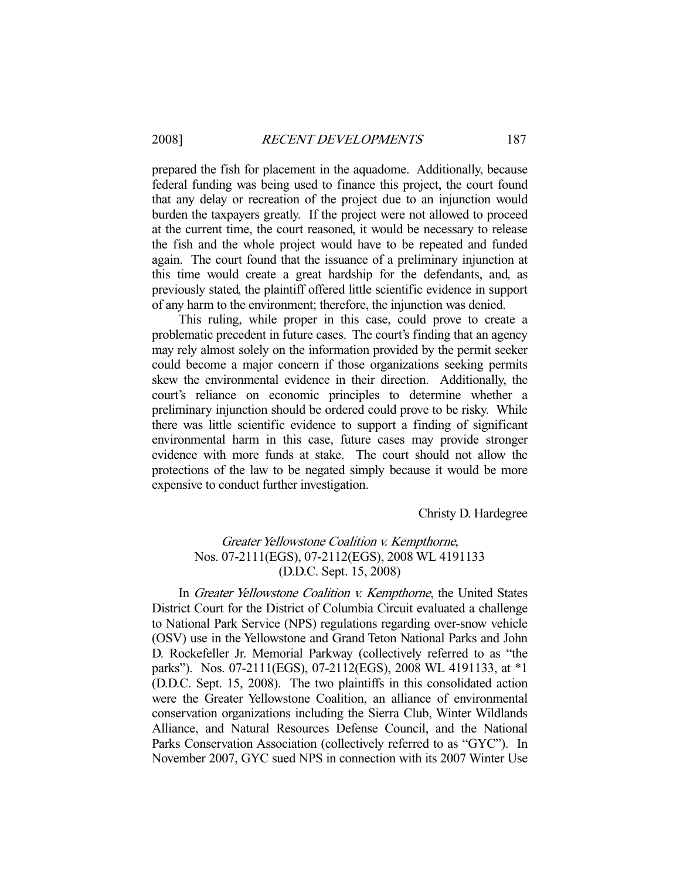prepared the fish for placement in the aquadome. Additionally, because federal funding was being used to finance this project, the court found that any delay or recreation of the project due to an injunction would burden the taxpayers greatly. If the project were not allowed to proceed at the current time, the court reasoned, it would be necessary to release the fish and the whole project would have to be repeated and funded again. The court found that the issuance of a preliminary injunction at this time would create a great hardship for the defendants, and, as previously stated, the plaintiff offered little scientific evidence in support of any harm to the environment; therefore, the injunction was denied.

This ruling, while proper in this case, could prove to create a problematic precedent in future cases. The court's finding that an agency may rely almost solely on the information provided by the permit seeker could become a major concern if those organizations seeking permits skew the environmental evidence in their direction. Additionally, the court's reliance on economic principles to determine whether a preliminary injunction should be ordered could prove to be risky. While there was little scientific evidence to support a finding of significant environmental harm in this case, future cases may provide stronger evidence with more funds at stake. The court should not allow the protections of the law to be negated simply because it would be more expensive to conduct further investigation.

Christy D. Hardegree

*Greater Yellowstone Coalition v. Kempthorne*,
Nos. 07-2111(EGS), 07-2112(EGS), 2008 WL 4191133
(D.D.C. Sept. 15, 2008)

In *Greater Yellowstone Coalition v. Kempthorne*, the United States District Court for the District of Columbia Circuit evaluated a challenge to National Park Service (NPS) regulations regarding over-snow vehicle (OSV) use in the Yellowstone and Grand Teton National Parks and John D. Rockefeller Jr. Memorial Parkway (collectively referred to as "the parks"). Nos. 07-2111(EGS), 07-2112(EGS), 2008 WL 4191133, at *1 (D.D.C. Sept. 15, 2008). The two plaintiffs in this consolidated action were the Greater Yellowstone Coalition, an alliance of environmental conservation organizations including the Sierra Club, Winter Wildlands Alliance, and Natural Resources Defense Council, and the National Parks Conservation Association (collectively referred to as "GYC"). In November 2007, GYC sued NPS in connection with its 2007 Winter Use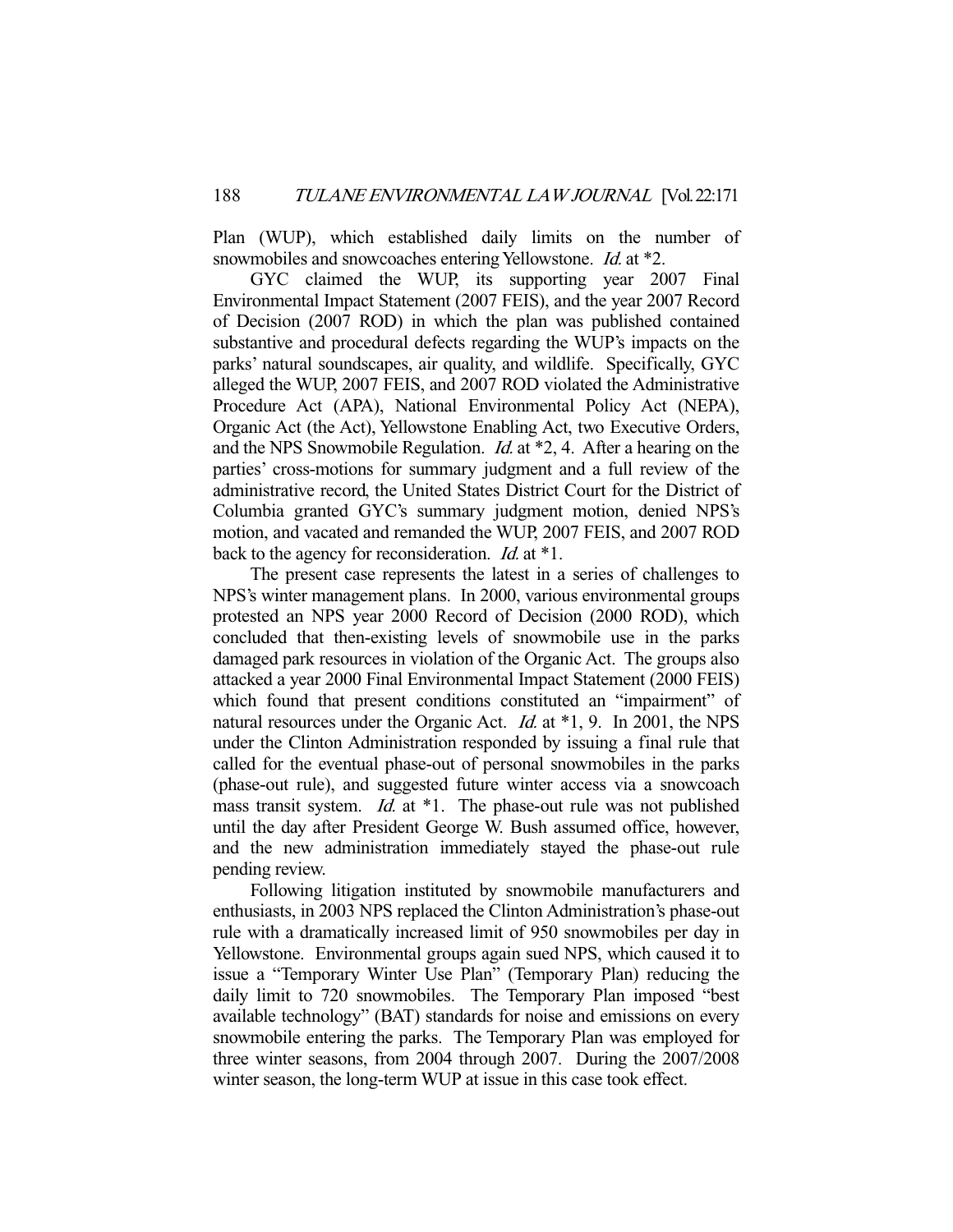Plan (WUP), which established daily limits on the number of snowmobiles and snowcoaches entering Yellowstone. *Id.* at *2.

GYC claimed the WUP, its supporting year 2007 Final Environmental Impact Statement (2007 FEIS), and the year 2007 Record of Decision (2007 ROD) in which the plan was published contained substantive and procedural defects regarding the WUP's impacts on the parks' natural soundscapes, air quality, and wildlife. Specifically, GYC alleged the WUP, 2007 FEIS, and 2007 ROD violated the Administrative Procedure Act (APA), National Environmental Policy Act (NEPA), Organic Act (the Act), Yellowstone Enabling Act, two Executive Orders, and the NPS Snowmobile Regulation. *Id.* at *2, 4. After a hearing on the parties' cross-motions for summary judgment and a full review of the administrative record, the United States District Court for the District of Columbia granted GYC's summary judgment motion, denied NPS's motion, and vacated and remanded the WUP, 2007 FEIS, and 2007 ROD back to the agency for reconsideration. *Id.* at *1.

The present case represents the latest in a series of challenges to NPS's winter management plans. In 2000, various environmental groups protested an NPS year 2000 Record of Decision (2000 ROD), which concluded that then-existing levels of snowmobile use in the parks damaged park resources in violation of the Organic Act. The groups also attacked a year 2000 Final Environmental Impact Statement (2000 FEIS) which found that present conditions constituted an "impairment" of natural resources under the Organic Act. *Id.* at *1, 9. In 2001, the NPS under the Clinton Administration responded by issuing a final rule that called for the eventual phase-out of personal snowmobiles in the parks (phase-out rule), and suggested future winter access via a snowcoach mass transit system. *Id.* at *1. The phase-out rule was not published until the day after President George W. Bush assumed office, however, and the new administration immediately stayed the phase-out rule pending review.

Following litigation instituted by snowmobile manufacturers and enthusiasts, in 2003 NPS replaced the Clinton Administration's phase-out rule with a dramatically increased limit of 950 snowmobiles per day in Yellowstone. Environmental groups again sued NPS, which caused it to issue a "Temporary Winter Use Plan" (Temporary Plan) reducing the daily limit to 720 snowmobiles. The Temporary Plan imposed "best available technology" (BAT) standards for noise and emissions on every snowmobile entering the parks. The Temporary Plan was employed for three winter seasons, from 2004 through 2007. During the 2007/2008 winter season, the long-term WUP at issue in this case took effect.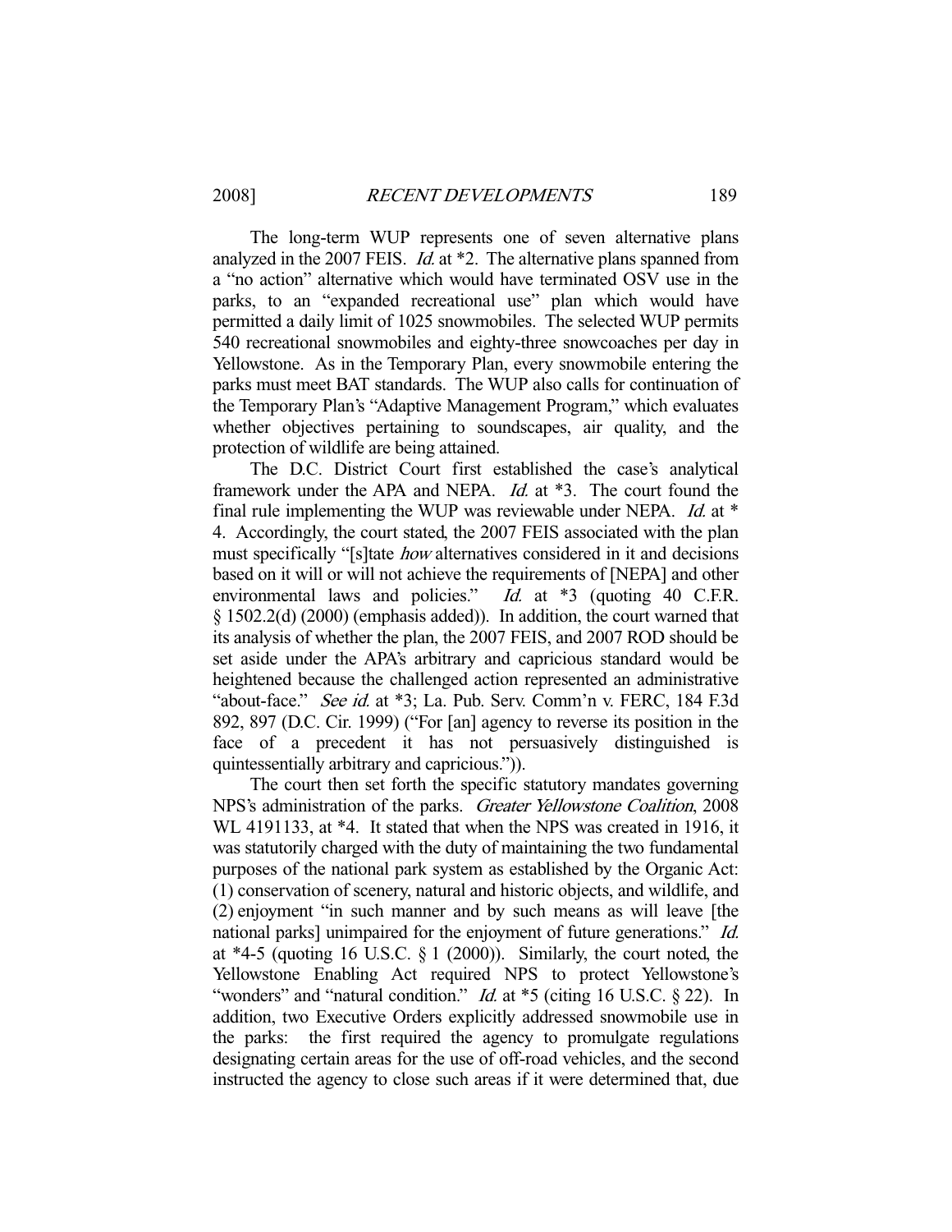The long-term WUP represents one of seven alternative plans analyzed in the 2007 FEIS. *Id.* at *2. The alternative plans spanned from a "no action" alternative which would have terminated OSV use in the parks, to an "expanded recreational use" plan which would have permitted a daily limit of 1025 snowmobiles. The selected WUP permits 540 recreational snowmobiles and eighty-three snowcoaches per day in Yellowstone. As in the Temporary Plan, every snowmobile entering the parks must meet BAT standards. The WUP also calls for continuation of the Temporary Plan's "Adaptive Management Program," which evaluates whether objectives pertaining to soundscapes, air quality, and the protection of wildlife are being attained.

The D.C. District Court first established the case's analytical framework under the APA and NEPA. *Id.* at *3. The court found the final rule implementing the WUP was reviewable under NEPA. *Id.* at * 4. Accordingly, the court stated, the 2007 FEIS associated with the plan must specifically "[s]tate *how* alternatives considered in it and decisions based on it will or will not achieve the requirements of [NEPA] and other environmental laws and policies." *Id.* at *3 (quoting 40 C.F.R. § 1502.2(d) (2000) (emphasis added)). In addition, the court warned that its analysis of whether the plan, the 2007 FEIS, and 2007 ROD should be set aside under the APA's arbitrary and capricious standard would be heightened because the challenged action represented an administrative "about-face." *See id.* at *3; La. Pub. Serv. Comm'n v. FERC, 184 F.3d 892, 897 (D.C. Cir. 1999) ("For [an] agency to reverse its position in the face of a precedent it has not persuasively distinguished is quintessentially arbitrary and capricious.")).

The court then set forth the specific statutory mandates governing NPS's administration of the parks. *Greater Yellowstone Coalition*, 2008 WL 4191133, at *4. It stated that when the NPS was created in 1916, it was statutorily charged with the duty of maintaining the two fundamental purposes of the national park system as established by the Organic Act: (1) conservation of scenery, natural and historic objects, and wildlife, and (2) enjoyment "in such manner and by such means as will leave [the national parks] unimpaired for the enjoyment of future generations." *Id.* at *4-5 (quoting 16 U.S.C. § 1 (2000)). Similarly, the court noted, the Yellowstone Enabling Act required NPS to protect Yellowstone's "wonders" and "natural condition." *Id.* at *5 (citing 16 U.S.C. § 22). In addition, two Executive Orders explicitly addressed snowmobile use in the parks: the first required the agency to promulgate regulations designating certain areas for the use of off-road vehicles, and the second instructed the agency to close such areas if it were determined that, due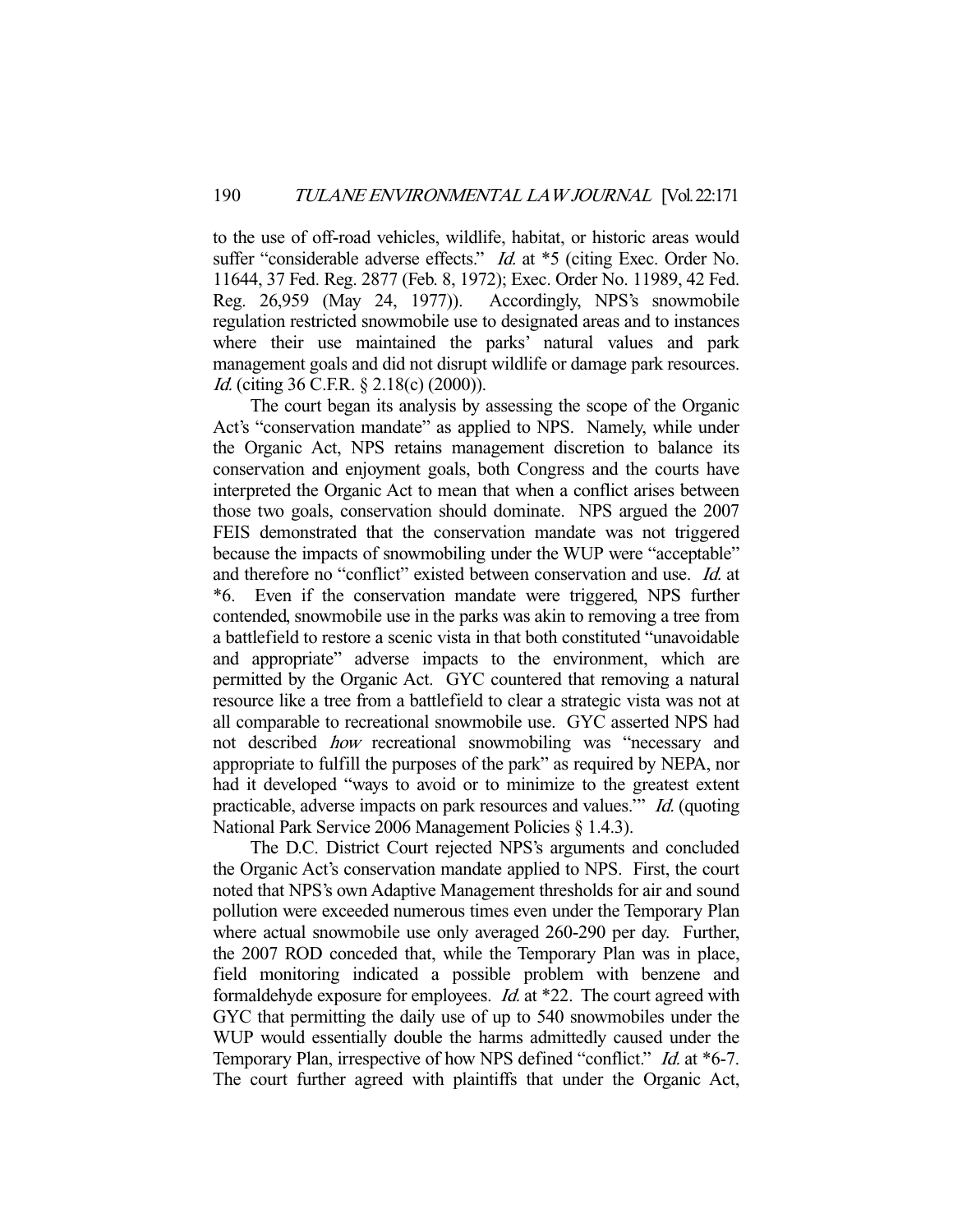to the use of off-road vehicles, wildlife, habitat, or historic areas would suffer "considerable adverse effects." *Id.* at *5 (citing Exec. Order No. 11644, 37 Fed. Reg. 2877 (Feb. 8, 1972); Exec. Order No. 11989, 42 Fed. Reg. 26,959 (May 24, 1977)). Accordingly, NPS's snowmobile regulation restricted snowmobile use to designated areas and to instances where their use maintained the parks' natural values and park management goals and did not disrupt wildlife or damage park resources. *Id.* (citing 36 C.F.R. § 2.18(c) (2000)).

The court began its analysis by assessing the scope of the Organic Act's "conservation mandate" as applied to NPS. Namely, while under the Organic Act, NPS retains management discretion to balance its conservation and enjoyment goals, both Congress and the courts have interpreted the Organic Act to mean that when a conflict arises between those two goals, conservation should dominate. NPS argued the 2007 FEIS demonstrated that the conservation mandate was not triggered because the impacts of snowmobiling under the WUP were "acceptable" and therefore no "conflict" existed between conservation and use. *Id.* at *6. Even if the conservation mandate were triggered, NPS further contended, snowmobile use in the parks was akin to removing a tree from a battlefield to restore a scenic vista in that both constituted "unavoidable and appropriate" adverse impacts to the environment, which are permitted by the Organic Act. GYC countered that removing a natural resource like a tree from a battlefield to clear a strategic vista was not at all comparable to recreational snowmobile use. GYC asserted NPS had not described *how* recreational snowmobiling was "necessary and appropriate to fulfill the purposes of the park" as required by NEPA, nor had it developed "ways to avoid or to minimize to the greatest extent practicable, adverse impacts on park resources and values.'" *Id.* (quoting National Park Service 2006 Management Policies § 1.4.3).

The D.C. District Court rejected NPS's arguments and concluded the Organic Act's conservation mandate applied to NPS. First, the court noted that NPS's own Adaptive Management thresholds for air and sound pollution were exceeded numerous times even under the Temporary Plan where actual snowmobile use only averaged 260-290 per day. Further, the 2007 ROD conceded that, while the Temporary Plan was in place, field monitoring indicated a possible problem with benzene and formaldehyde exposure for employees. *Id.* at *22. The court agreed with GYC that permitting the daily use of up to 540 snowmobiles under the WUP would essentially double the harms admittedly caused under the Temporary Plan, irrespective of how NPS defined "conflict." *Id.* at *6-7. The court further agreed with plaintiffs that under the Organic Act,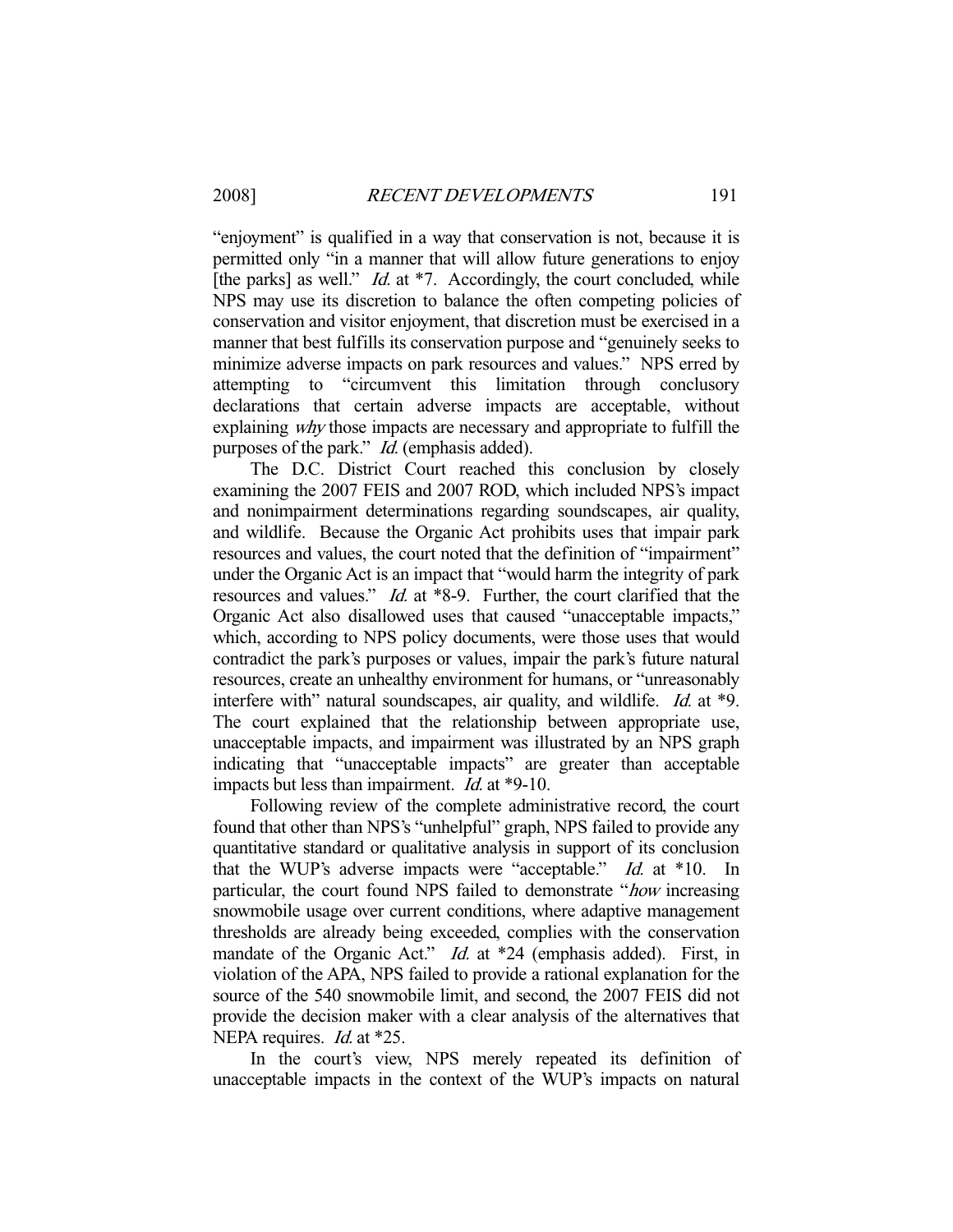"enjoyment" is qualified in a way that conservation is not, because it is permitted only "in a manner that will allow future generations to enjoy [the parks] as well." *Id.* at *7. Accordingly, the court concluded, while NPS may use its discretion to balance the often competing policies of conservation and visitor enjoyment, that discretion must be exercised in a manner that best fulfills its conservation purpose and "genuinely seeks to minimize adverse impacts on park resources and values." NPS erred by attempting to "circumvent this limitation through conclusory declarations that certain adverse impacts are acceptable, without explaining *why* those impacts are necessary and appropriate to fulfill the purposes of the park." *Id.* (emphasis added).

The D.C. District Court reached this conclusion by closely examining the 2007 FEIS and 2007 ROD, which included NPS's impact and nonimpairment determinations regarding soundscapes, air quality, and wildlife. Because the Organic Act prohibits uses that impair park resources and values, the court noted that the definition of "impairment" under the Organic Act is an impact that "would harm the integrity of park resources and values." *Id.* at *8-9. Further, the court clarified that the Organic Act also disallowed uses that caused "unacceptable impacts," which, according to NPS policy documents, were those uses that would contradict the park's purposes or values, impair the park's future natural resources, create an unhealthy environment for humans, or "unreasonably interfere with" natural soundscapes, air quality, and wildlife. *Id.* at *9. The court explained that the relationship between appropriate use, unacceptable impacts, and impairment was illustrated by an NPS graph indicating that "unacceptable impacts" are greater than acceptable impacts but less than impairment. *Id.* at *9-10.

Following review of the complete administrative record, the court found that other than NPS's "unhelpful" graph, NPS failed to provide any quantitative standard or qualitative analysis in support of its conclusion that the WUP's adverse impacts were "acceptable." *Id.* at *10. In particular, the court found NPS failed to demonstrate "*how* increasing snowmobile usage over current conditions, where adaptive management thresholds are already being exceeded, complies with the conservation mandate of the Organic Act." *Id.* at *24 (emphasis added). First, in violation of the APA, NPS failed to provide a rational explanation for the source of the 540 snowmobile limit, and second, the 2007 FEIS did not provide the decision maker with a clear analysis of the alternatives that NEPA requires. *Id.* at *25.

In the court's view, NPS merely repeated its definition of unacceptable impacts in the context of the WUP's impacts on natural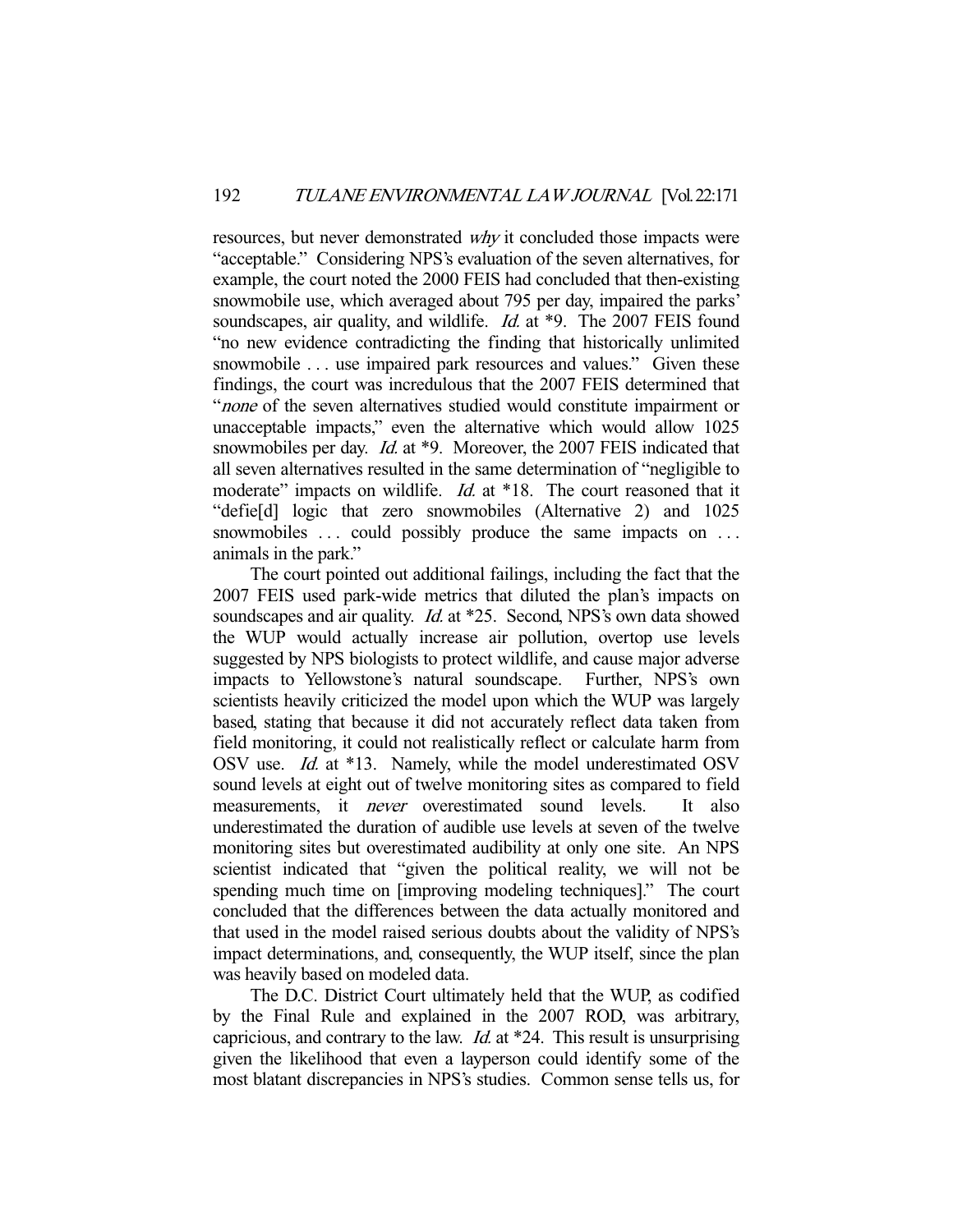resources, but never demonstrated *why* it concluded those impacts were "acceptable." Considering NPS's evaluation of the seven alternatives, for example, the court noted the 2000 FEIS had concluded that then-existing snowmobile use, which averaged about 795 per day, impaired the parks' soundscapes, air quality, and wildlife. *Id.* at *9. The 2007 FEIS found "no new evidence contradicting the finding that historically unlimited snowmobile . . . use impaired park resources and values." Given these findings, the court was incredulous that the 2007 FEIS determined that "*none* of the seven alternatives studied would constitute impairment or unacceptable impacts," even the alternative which would allow 1025 snowmobiles per day. *Id.* at *9. Moreover, the 2007 FEIS indicated that all seven alternatives resulted in the same determination of "negligible to moderate" impacts on wildlife. *Id.* at *18. The court reasoned that it "defie[d] logic that zero snowmobiles (Alternative 2) and 1025 snowmobiles . . . could possibly produce the same impacts on . . . animals in the park."

The court pointed out additional failings, including the fact that the 2007 FEIS used park-wide metrics that diluted the plan's impacts on soundscapes and air quality. *Id.* at *25. Second, NPS's own data showed the WUP would actually increase air pollution, overtop use levels suggested by NPS biologists to protect wildlife, and cause major adverse impacts to Yellowstone's natural soundscape. Further, NPS's own scientists heavily criticized the model upon which the WUP was largely based, stating that because it did not accurately reflect data taken from field monitoring, it could not realistically reflect or calculate harm from OSV use. *Id.* at *13. Namely, while the model underestimated OSV sound levels at eight out of twelve monitoring sites as compared to field measurements, it *never* overestimated sound levels. It also underestimated the duration of audible use levels at seven of the twelve monitoring sites but overestimated audibility at only one site. An NPS scientist indicated that "given the political reality, we will not be spending much time on [improving modeling techniques]." The court concluded that the differences between the data actually monitored and that used in the model raised serious doubts about the validity of NPS's impact determinations, and, consequently, the WUP itself, since the plan was heavily based on modeled data.

The D.C. District Court ultimately held that the WUP, as codified by the Final Rule and explained in the 2007 ROD, was arbitrary, capricious, and contrary to the law. *Id.* at *24. This result is unsurprising given the likelihood that even a layperson could identify some of the most blatant discrepancies in NPS's studies. Common sense tells us, for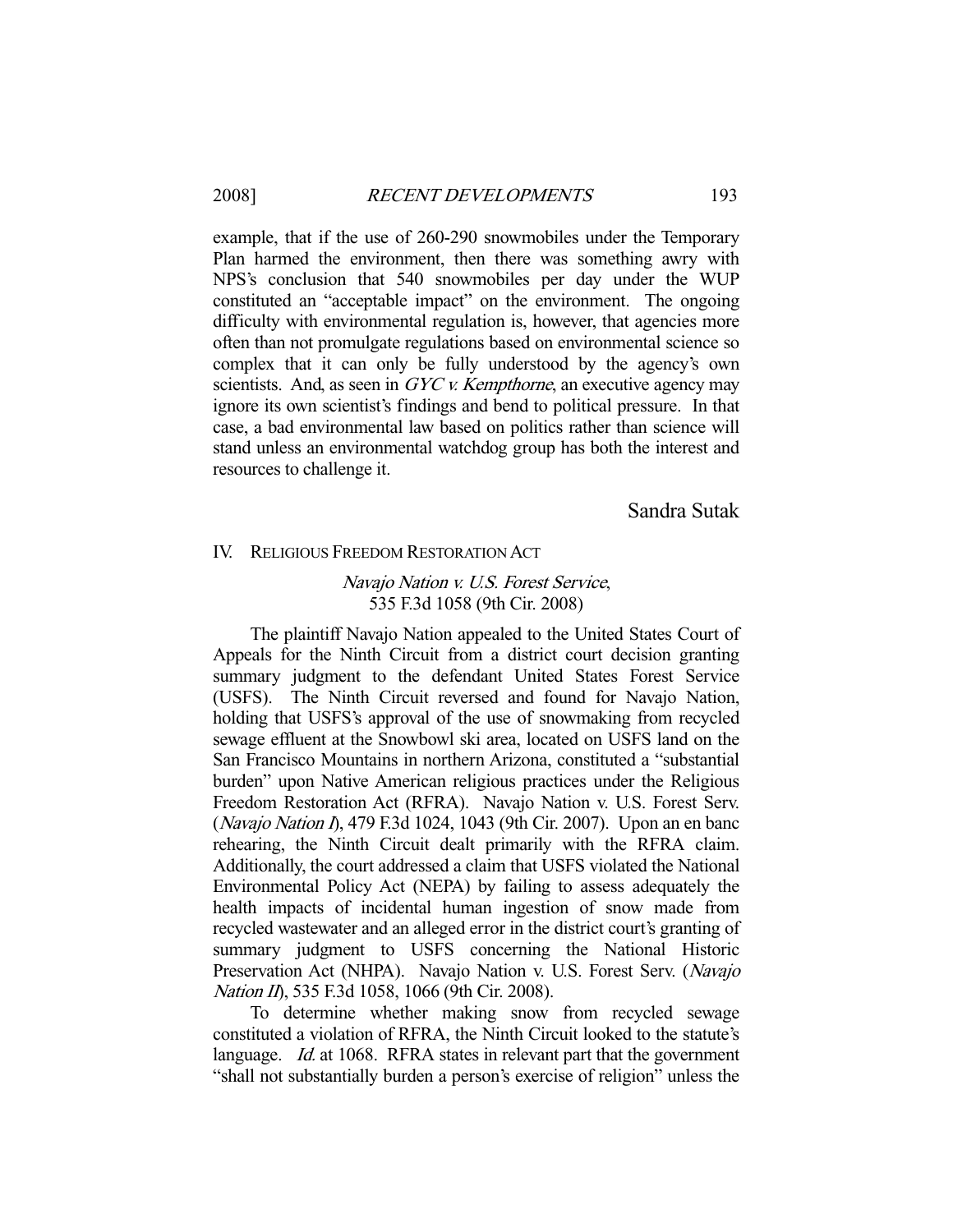example, that if the use of 260-290 snowmobiles under the Temporary Plan harmed the environment, then there was something awry with NPS's conclusion that 540 snowmobiles per day under the WUP constituted an "acceptable impact" on the environment. The ongoing difficulty with environmental regulation is, however, that agencies more often than not promulgate regulations based on environmental science so complex that it can only be fully understood by the agency's own scientists. And, as seen in *GYC v. Kempthorne*, an executive agency may ignore its own scientist's findings and bend to political pressure. In that case, a bad environmental law based on politics rather than science will stand unless an environmental watchdog group has both the interest and resources to challenge it.

Sandra Sutak

## IV. RELIGIOUS FREEDOM RESTORATION ACT

### *Navajo Nation v. U.S. Forest Service*, 535 F.3d 1058 (9th Cir. 2008)

The plaintiff Navajo Nation appealed to the United States Court of Appeals for the Ninth Circuit from a district court decision granting summary judgment to the defendant United States Forest Service (USFS). The Ninth Circuit reversed and found for Navajo Nation, holding that USFS's approval of the use of snowmaking from recycled sewage effluent at the Snowbowl ski area, located on USFS land on the San Francisco Mountains in northern Arizona, constituted a "substantial burden" upon Native American religious practices under the Religious Freedom Restoration Act (RFRA). Navajo Nation v. U.S. Forest Serv. (*Navajo Nation I*), 479 F.3d 1024, 1043 (9th Cir. 2007). Upon an en banc rehearing, the Ninth Circuit dealt primarily with the RFRA claim. Additionally, the court addressed a claim that USFS violated the National Environmental Policy Act (NEPA) by failing to assess adequately the health impacts of incidental human ingestion of snow made from recycled wastewater and an alleged error in the district court's granting of summary judgment to USFS concerning the National Historic Preservation Act (NHPA). Navajo Nation v. U.S. Forest Serv. (*Navajo Nation II*), 535 F.3d 1058, 1066 (9th Cir. 2008).

To determine whether making snow from recycled sewage constituted a violation of RFRA, the Ninth Circuit looked to the statute's language. *Id.* at 1068. RFRA states in relevant part that the government "shall not substantially burden a person's exercise of religion" unless the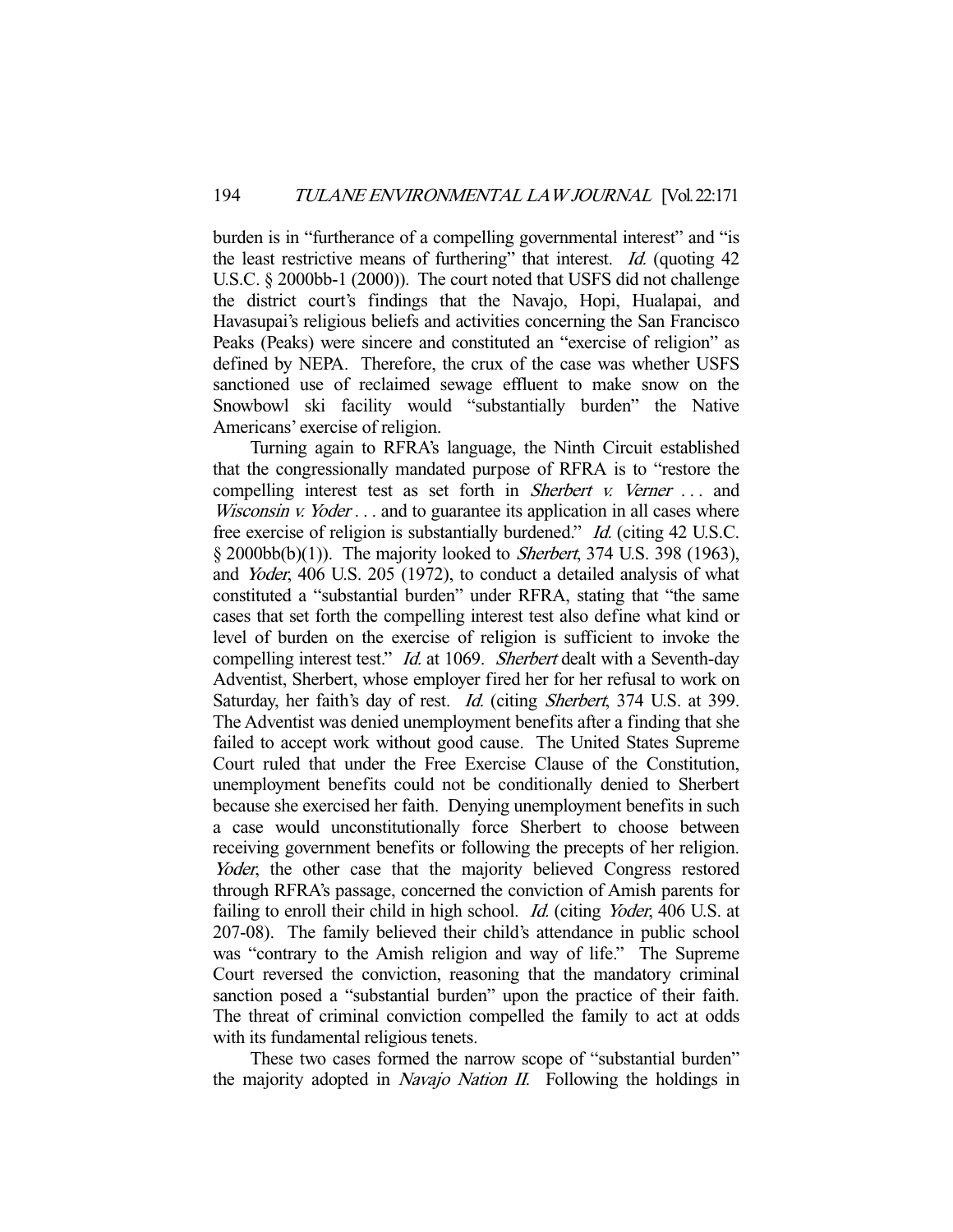burden is in "furtherance of a compelling governmental interest" and "is the least restrictive means of furthering" that interest. *Id.* (quoting 42 U.S.C. § 2000bb-1 (2000)). The court noted that USFS did not challenge the district court's findings that the Navajo, Hopi, Hualapai, and Havasupai's religious beliefs and activities concerning the San Francisco Peaks (Peaks) were sincere and constituted an "exercise of religion" as defined by NEPA. Therefore, the crux of the case was whether USFS sanctioned use of reclaimed sewage effluent to make snow on the Snowbowl ski facility would "substantially burden" the Native Americans' exercise of religion.

Turning again to RFRA's language, the Ninth Circuit established that the congressionally mandated purpose of RFRA is to "restore the compelling interest test as set forth in *Sherbert v. Verner* . . . and *Wisconsin v. Yoder* . . . and to guarantee its application in all cases where free exercise of religion is substantially burdened." *Id.* (citing 42 U.S.C. § 2000bb(b)(1)). The majority looked to *Sherbert*, 374 U.S. 398 (1963), and *Yoder*, 406 U.S. 205 (1972), to conduct a detailed analysis of what constituted a "substantial burden" under RFRA, stating that "the same cases that set forth the compelling interest test also define what kind or level of burden on the exercise of religion is sufficient to invoke the compelling interest test." *Id.* at 1069. *Sherbert* dealt with a Seventh-day Adventist, Sherbert, whose employer fired her for her refusal to work on Saturday, her faith's day of rest. *Id.* (citing *Sherbert*, 374 U.S. at 399. The Adventist was denied unemployment benefits after a finding that she failed to accept work without good cause. The United States Supreme Court ruled that under the Free Exercise Clause of the Constitution, unemployment benefits could not be conditionally denied to Sherbert because she exercised her faith. Denying unemployment benefits in such a case would unconstitutionally force Sherbert to choose between receiving government benefits or following the precepts of her religion. *Yoder*, the other case that the majority believed Congress restored through RFRA's passage, concerned the conviction of Amish parents for failing to enroll their child in high school. *Id.* (citing *Yoder*, 406 U.S. at 207-08). The family believed their child's attendance in public school was "contrary to the Amish religion and way of life." The Supreme Court reversed the conviction, reasoning that the mandatory criminal sanction posed a "substantial burden" upon the practice of their faith. The threat of criminal conviction compelled the family to act at odds with its fundamental religious tenets.

These two cases formed the narrow scope of "substantial burden" the majority adopted in *Navajo Nation II*. Following the holdings in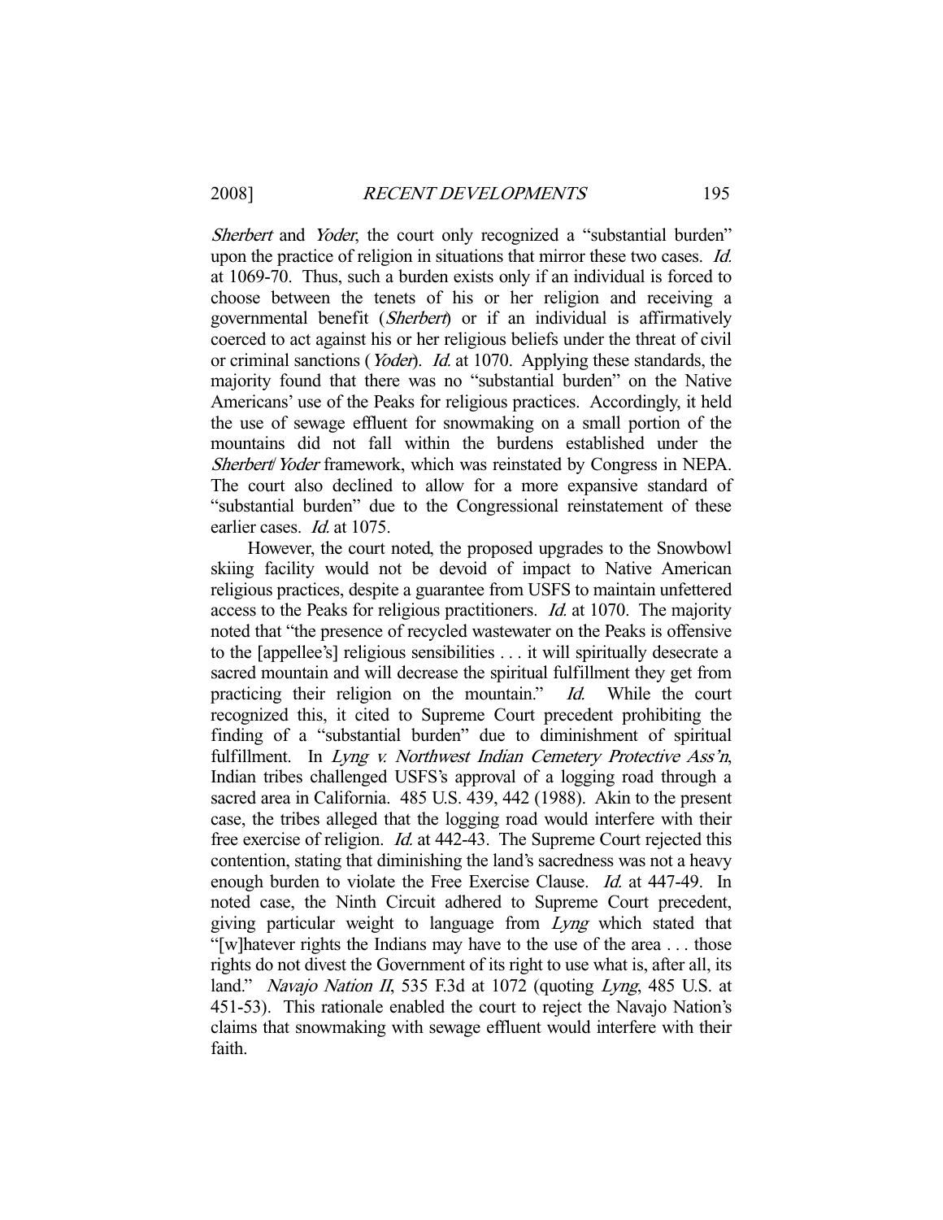*Sherbert* and *Yoder*, the court only recognized a "substantial burden" upon the practice of religion in situations that mirror these two cases. *Id.* at 1069-70. Thus, such a burden exists only if an individual is forced to choose between the tenets of his or her religion and receiving a governmental benefit (*Sherbert*) or if an individual is affirmatively coerced to act against his or her religious beliefs under the threat of civil or criminal sanctions (*Yoder*). *Id.* at 1070. Applying these standards, the majority found that there was no "substantial burden" on the Native Americans' use of the Peaks for religious practices. Accordingly, it held the use of sewage effluent for snowmaking on a small portion of the mountains did not fall within the burdens established under the *Sherbert*/*Yoder* framework, which was reinstated by Congress in NEPA. The court also declined to allow for a more expansive standard of "substantial burden" due to the Congressional reinstatement of these earlier cases. *Id.* at 1075.

However, the court noted, the proposed upgrades to the Snowbowl skiing facility would not be devoid of impact to Native American religious practices, despite a guarantee from USFS to maintain unfettered access to the Peaks for religious practitioners. *Id.* at 1070. The majority noted that "the presence of recycled wastewater on the Peaks is offensive to the [appellee's] religious sensibilities . . . it will spiritually desecrate a sacred mountain and will decrease the spiritual fulfillment they get from practicing their religion on the mountain." *Id.* While the court recognized this, it cited to Supreme Court precedent prohibiting the finding of a "substantial burden" due to diminishment of spiritual fulfillment. In *Lyng v. Northwest Indian Cemetery Protective Ass'n*, Indian tribes challenged USFS's approval of a logging road through a sacred area in California. 485 U.S. 439, 442 (1988). Akin to the present case, the tribes alleged that the logging road would interfere with their free exercise of religion. *Id.* at 442-43. The Supreme Court rejected this contention, stating that diminishing the land's sacredness was not a heavy enough burden to violate the Free Exercise Clause. *Id.* at 447-49. In noted case, the Ninth Circuit adhered to Supreme Court precedent, giving particular weight to language from *Lyng* which stated that "[w]hatever rights the Indians may have to the use of the area . . . those rights do not divest the Government of its right to use what is, after all, its land." *Navajo Nation II*, 535 F.3d at 1072 (quoting *Lyng*, 485 U.S. at 451-53). This rationale enabled the court to reject the Navajo Nation's claims that snowmaking with sewage effluent would interfere with their faith.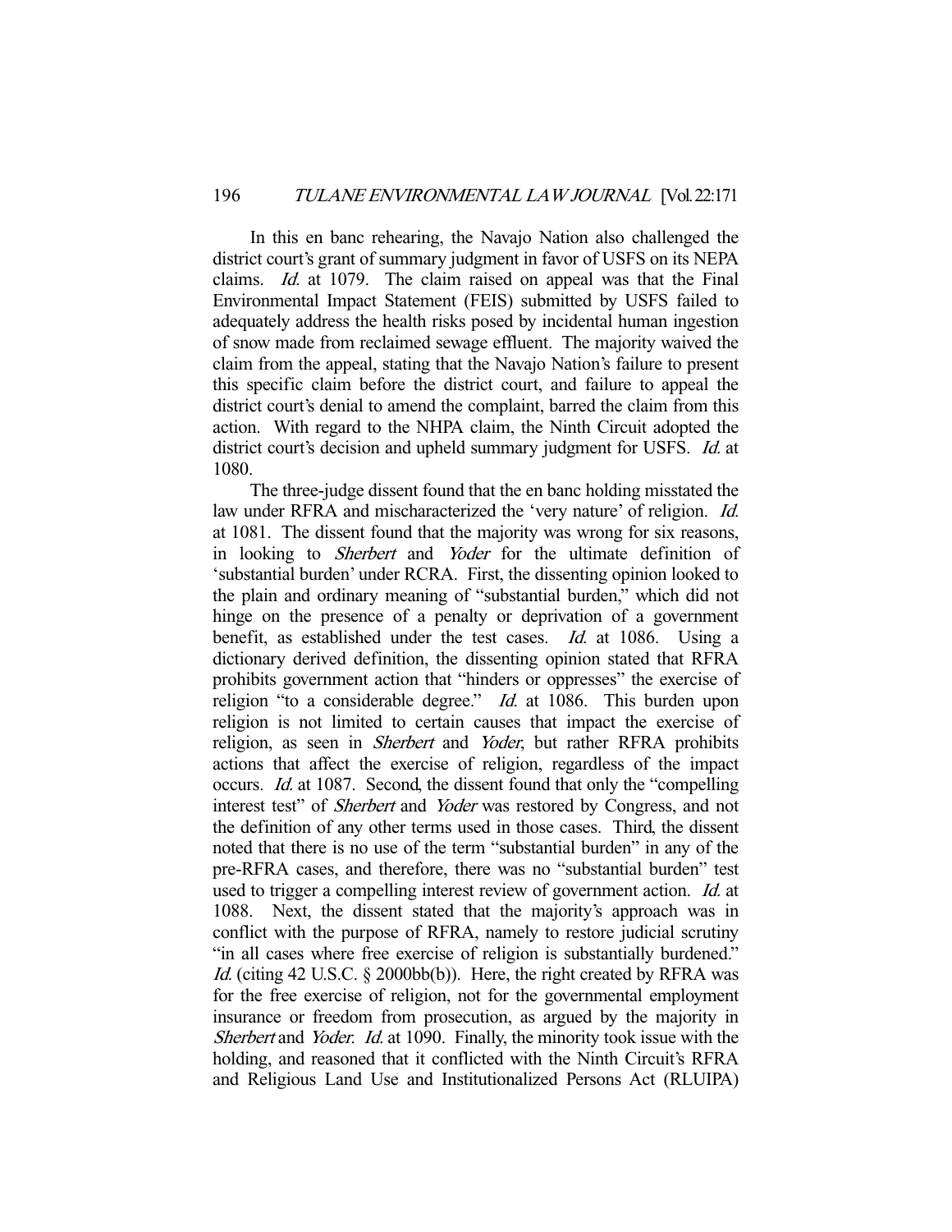In this en banc rehearing, the Navajo Nation also challenged the district court's grant of summary judgment in favor of USFS on its NEPA claims. *Id.* at 1079. The claim raised on appeal was that the Final Environmental Impact Statement (FEIS) submitted by USFS failed to adequately address the health risks posed by incidental human ingestion of snow made from reclaimed sewage effluent. The majority waived the claim from the appeal, stating that the Navajo Nation's failure to present this specific claim before the district court, and failure to appeal the district court's denial to amend the complaint, barred the claim from this action. With regard to the NHPA claim, the Ninth Circuit adopted the district court's decision and upheld summary judgment for USFS. *Id.* at 1080.

The three-judge dissent found that the en banc holding misstated the law under RFRA and mischaracterized the 'very nature' of religion. *Id.* at 1081. The dissent found that the majority was wrong for six reasons, in looking to *Sherbert* and *Yoder* for the ultimate definition of 'substantial burden' under RCRA. First, the dissenting opinion looked to the plain and ordinary meaning of "substantial burden," which did not hinge on the presence of a penalty or deprivation of a government benefit, as established under the test cases. *Id.* at 1086. Using a dictionary derived definition, the dissenting opinion stated that RFRA prohibits government action that "hinders or oppresses" the exercise of religion "to a considerable degree." *Id.* at 1086. This burden upon religion is not limited to certain causes that impact the exercise of religion, as seen in *Sherbert* and *Yoder*, but rather RFRA prohibits actions that affect the exercise of religion, regardless of the impact occurs. *Id.* at 1087. Second, the dissent found that only the "compelling interest test" of *Sherbert* and *Yoder* was restored by Congress, and not the definition of any other terms used in those cases. Third, the dissent noted that there is no use of the term "substantial burden" in any of the pre-RFRA cases, and therefore, there was no "substantial burden" test used to trigger a compelling interest review of government action. *Id.* at 1088. Next, the dissent stated that the majority's approach was in conflict with the purpose of RFRA, namely to restore judicial scrutiny "in all cases where free exercise of religion is substantially burdened." *Id.* (citing 42 U.S.C. § 2000bb(b)). Here, the right created by RFRA was for the free exercise of religion, not for the governmental employment insurance or freedom from prosecution, as argued by the majority in *Sherbert* and *Yoder*. *Id.* at 1090. Finally, the minority took issue with the holding, and reasoned that it conflicted with the Ninth Circuit's RFRA and Religious Land Use and Institutionalized Persons Act (RLUIPA)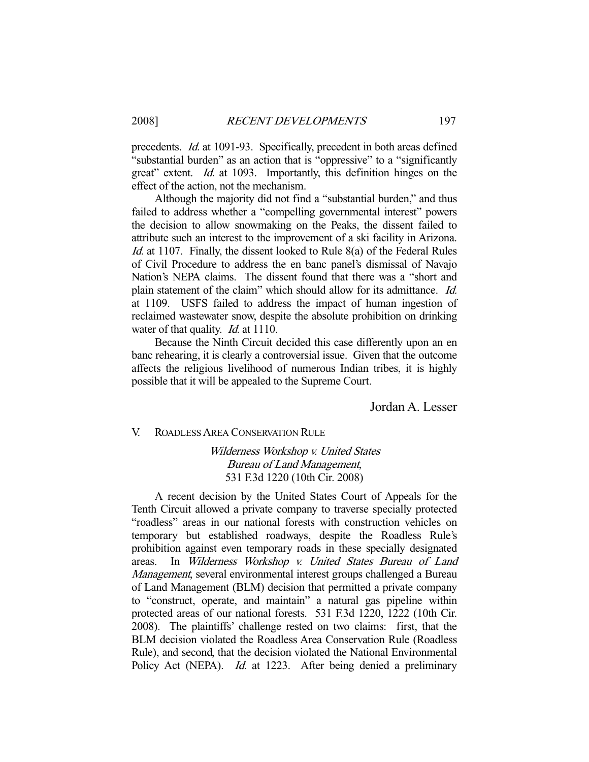precedents. *Id.* at 1091-93. Specifically, precedent in both areas defined "substantial burden" as an action that is "oppressive" to a "significantly great" extent. *Id.* at 1093. Importantly, this definition hinges on the effect of the action, not the mechanism.

Although the majority did not find a "substantial burden," and thus failed to address whether a "compelling governmental interest" powers the decision to allow snowmaking on the Peaks, the dissent failed to attribute such an interest to the improvement of a ski facility in Arizona. *Id.* at 1107. Finally, the dissent looked to Rule 8(a) of the Federal Rules of Civil Procedure to address the en banc panel's dismissal of Navajo Nation's NEPA claims. The dissent found that there was a "short and plain statement of the claim" which should allow for its admittance. *Id.* at 1109. USFS failed to address the impact of human ingestion of reclaimed wastewater snow, despite the absolute prohibition on drinking water of that quality. *Id.* at 1110.

Because the Ninth Circuit decided this case differently upon an en banc rehearing, it is clearly a controversial issue. Given that the outcome affects the religious livelihood of numerous Indian tribes, it is highly possible that it will be appealed to the Supreme Court.

Jordan A. Lesser

## V. ROADLESS AREA CONSERVATION RULE

*Wilderness Workshop v. United States Bureau of Land Management*, 531 F.3d 1220 (10th Cir. 2008)

A recent decision by the United States Court of Appeals for the Tenth Circuit allowed a private company to traverse specially protected "roadless" areas in our national forests with construction vehicles on temporary but established roadways, despite the Roadless Rule's prohibition against even temporary roads in these specially designated areas. In *Wilderness Workshop v. United States Bureau of Land Management*, several environmental interest groups challenged a Bureau of Land Management (BLM) decision that permitted a private company to "construct, operate, and maintain" a natural gas pipeline within protected areas of our national forests. 531 F.3d 1220, 1222 (10th Cir. 2008). The plaintiffs' challenge rested on two claims: first, that the BLM decision violated the Roadless Area Conservation Rule (Roadless Rule), and second, that the decision violated the National Environmental Policy Act (NEPA). *Id.* at 1223. After being denied a preliminary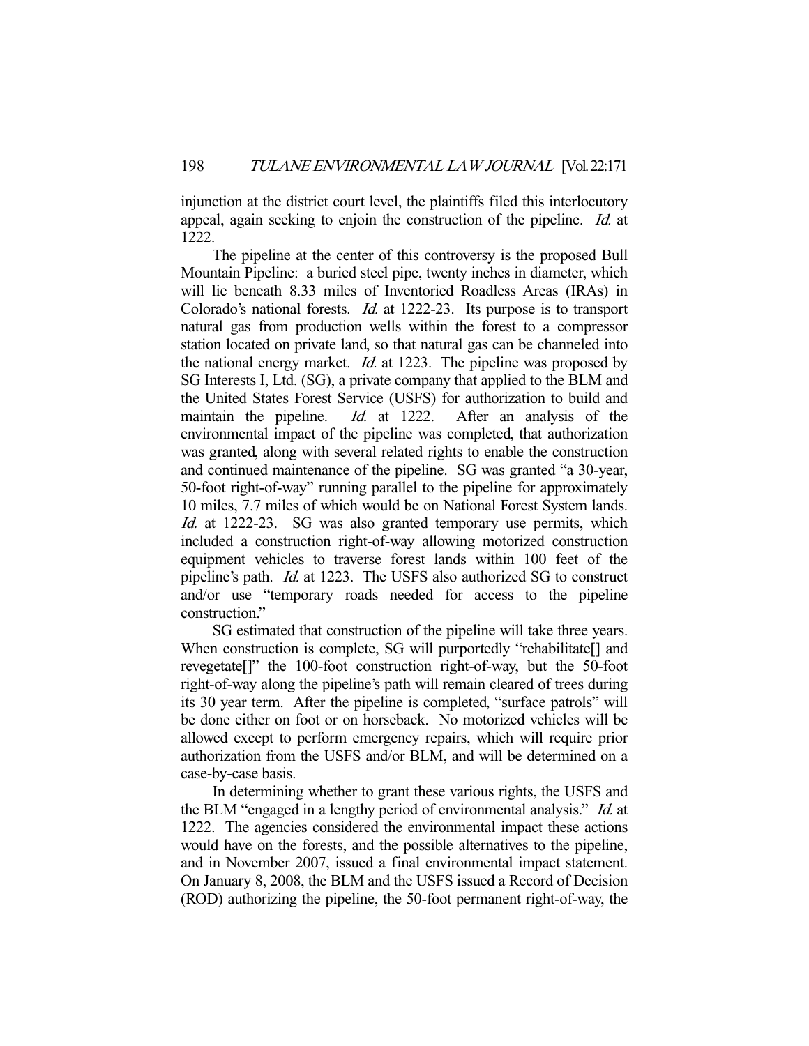injunction at the district court level, the plaintiffs filed this interlocutory appeal, again seeking to enjoin the construction of the pipeline. *Id.* at 1222.

The pipeline at the center of this controversy is the proposed Bull Mountain Pipeline: a buried steel pipe, twenty inches in diameter, which will lie beneath 8.33 miles of Inventoried Roadless Areas (IRAs) in Colorado's national forests. *Id.* at 1222-23. Its purpose is to transport natural gas from production wells within the forest to a compressor station located on private land, so that natural gas can be channeled into the national energy market. *Id.* at 1223. The pipeline was proposed by SG Interests I, Ltd. (SG), a private company that applied to the BLM and the United States Forest Service (USFS) for authorization to build and maintain the pipeline. *Id.* at 1222. After an analysis of the environmental impact of the pipeline was completed, that authorization was granted, along with several related rights to enable the construction and continued maintenance of the pipeline. SG was granted "a 30-year, 50-foot right-of-way" running parallel to the pipeline for approximately 10 miles, 7.7 miles of which would be on National Forest System lands. *Id.* at 1222-23. SG was also granted temporary use permits, which included a construction right-of-way allowing motorized construction equipment vehicles to traverse forest lands within 100 feet of the pipeline's path. *Id.* at 1223. The USFS also authorized SG to construct and/or use "temporary roads needed for access to the pipeline construction."

SG estimated that construction of the pipeline will take three years. When construction is complete, SG will purportedly "rehabilitate[] and revegetate[]" the 100-foot construction right-of-way, but the 50-foot right-of-way along the pipeline's path will remain cleared of trees during its 30 year term. After the pipeline is completed, "surface patrols" will be done either on foot or on horseback. No motorized vehicles will be allowed except to perform emergency repairs, which will require prior authorization from the USFS and/or BLM, and will be determined on a case-by-case basis.

In determining whether to grant these various rights, the USFS and the BLM "engaged in a lengthy period of environmental analysis." *Id.* at 1222. The agencies considered the environmental impact these actions would have on the forests, and the possible alternatives to the pipeline, and in November 2007, issued a final environmental impact statement. On January 8, 2008, the BLM and the USFS issued a Record of Decision (ROD) authorizing the pipeline, the 50-foot permanent right-of-way, the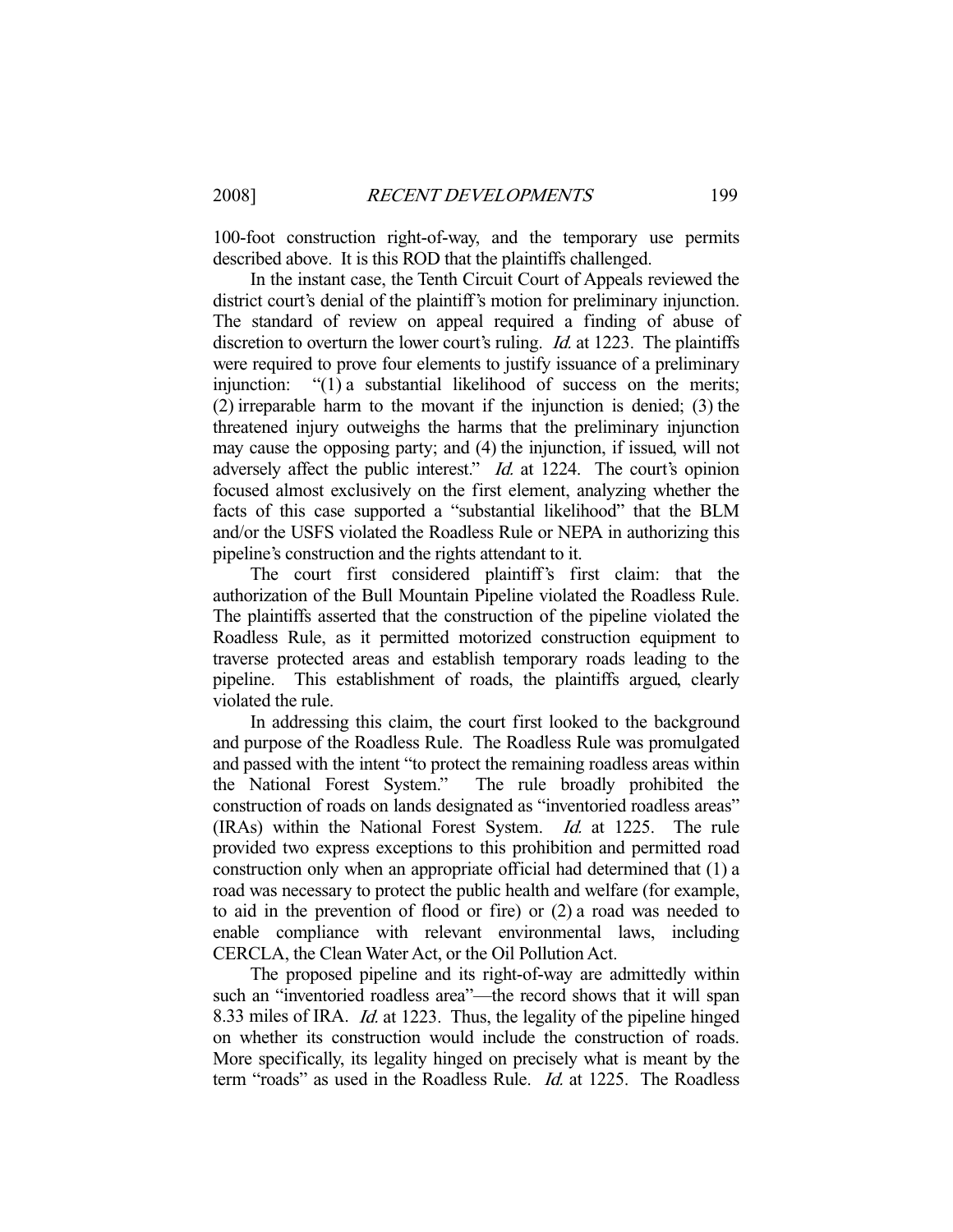100-foot construction right-of-way, and the temporary use permits described above. It is this ROD that the plaintiffs challenged.

In the instant case, the Tenth Circuit Court of Appeals reviewed the district court's denial of the plaintiff's motion for preliminary injunction. The standard of review on appeal required a finding of abuse of discretion to overturn the lower court's ruling. *Id.* at 1223. The plaintiffs were required to prove four elements to justify issuance of a preliminary injunction: "(1) a substantial likelihood of success on the merits; (2) irreparable harm to the movant if the injunction is denied; (3) the threatened injury outweighs the harms that the preliminary injunction may cause the opposing party; and (4) the injunction, if issued, will not adversely affect the public interest." *Id.* at 1224. The court's opinion focused almost exclusively on the first element, analyzing whether the facts of this case supported a "substantial likelihood" that the BLM and/or the USFS violated the Roadless Rule or NEPA in authorizing this pipeline's construction and the rights attendant to it.

The court first considered plaintiff's first claim: that the authorization of the Bull Mountain Pipeline violated the Roadless Rule. The plaintiffs asserted that the construction of the pipeline violated the Roadless Rule, as it permitted motorized construction equipment to traverse protected areas and establish temporary roads leading to the pipeline. This establishment of roads, the plaintiffs argued, clearly violated the rule.

In addressing this claim, the court first looked to the background and purpose of the Roadless Rule. The Roadless Rule was promulgated and passed with the intent "to protect the remaining roadless areas within the National Forest System." The rule broadly prohibited the construction of roads on lands designated as "inventoried roadless areas" (IRAs) within the National Forest System. *Id.* at 1225. The rule provided two express exceptions to this prohibition and permitted road construction only when an appropriate official had determined that (1) a road was necessary to protect the public health and welfare (for example, to aid in the prevention of flood or fire) or (2) a road was needed to enable compliance with relevant environmental laws, including CERCLA, the Clean Water Act, or the Oil Pollution Act.

The proposed pipeline and its right-of-way are admittedly within such an "inventoried roadless area"—the record shows that it will span 8.33 miles of IRA. *Id.* at 1223. Thus, the legality of the pipeline hinged on whether its construction would include the construction of roads. More specifically, its legality hinged on precisely what is meant by the term "roads" as used in the Roadless Rule. *Id.* at 1225. The Roadless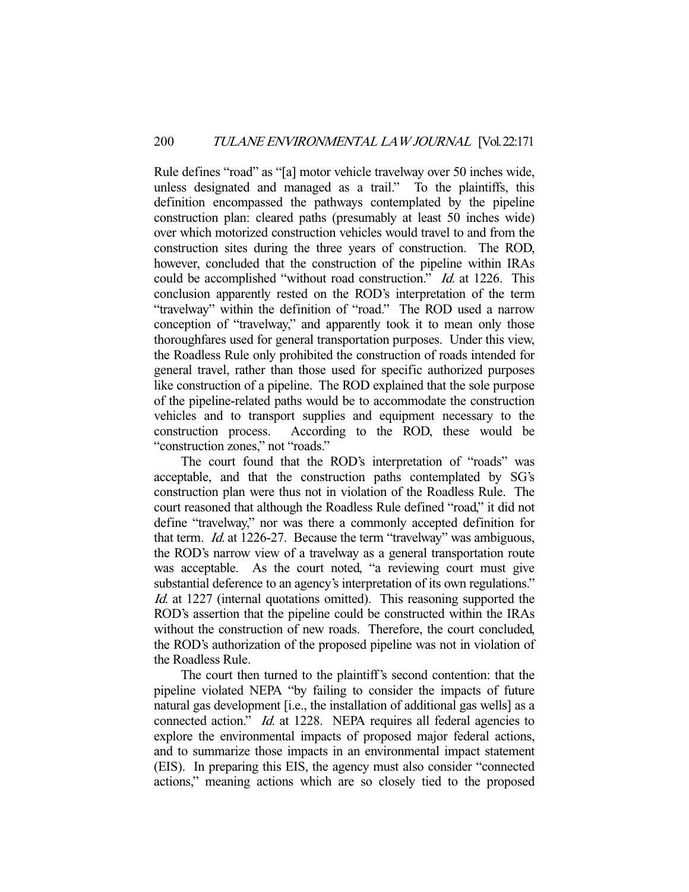Rule defines "road" as "[a] motor vehicle travelway over 50 inches wide, unless designated and managed as a trail." To the plaintiffs, this definition encompassed the pathways contemplated by the pipeline construction plan: cleared paths (presumably at least 50 inches wide) over which motorized construction vehicles would travel to and from the construction sites during the three years of construction. The ROD, however, concluded that the construction of the pipeline within IRAs could be accomplished "without road construction." *Id.* at 1226. This conclusion apparently rested on the ROD's interpretation of the term "travelway" within the definition of "road." The ROD used a narrow conception of "travelway," and apparently took it to mean only those thoroughfares used for general transportation purposes. Under this view, the Roadless Rule only prohibited the construction of roads intended for general travel, rather than those used for specific authorized purposes like construction of a pipeline. The ROD explained that the sole purpose of the pipeline-related paths would be to accommodate the construction vehicles and to transport supplies and equipment necessary to the construction process. According to the ROD, these would be "construction zones," not "roads."

The court found that the ROD's interpretation of "roads" was acceptable, and that the construction paths contemplated by SG's construction plan were thus not in violation of the Roadless Rule. The court reasoned that although the Roadless Rule defined "road," it did not define "travelway," nor was there a commonly accepted definition for that term. *Id.* at 1226-27. Because the term "travelway" was ambiguous, the ROD's narrow view of a travelway as a general transportation route was acceptable. As the court noted, "a reviewing court must give substantial deference to an agency's interpretation of its own regulations." *Id.* at 1227 (internal quotations omitted). This reasoning supported the ROD's assertion that the pipeline could be constructed within the IRAs without the construction of new roads. Therefore, the court concluded, the ROD's authorization of the proposed pipeline was not in violation of the Roadless Rule.

The court then turned to the plaintiff's second contention: that the pipeline violated NEPA "by failing to consider the impacts of future natural gas development [i.e., the installation of additional gas wells] as a connected action." *Id.* at 1228. NEPA requires all federal agencies to explore the environmental impacts of proposed major federal actions, and to summarize those impacts in an environmental impact statement (EIS). In preparing this EIS, the agency must also consider "connected actions," meaning actions which are so closely tied to the proposed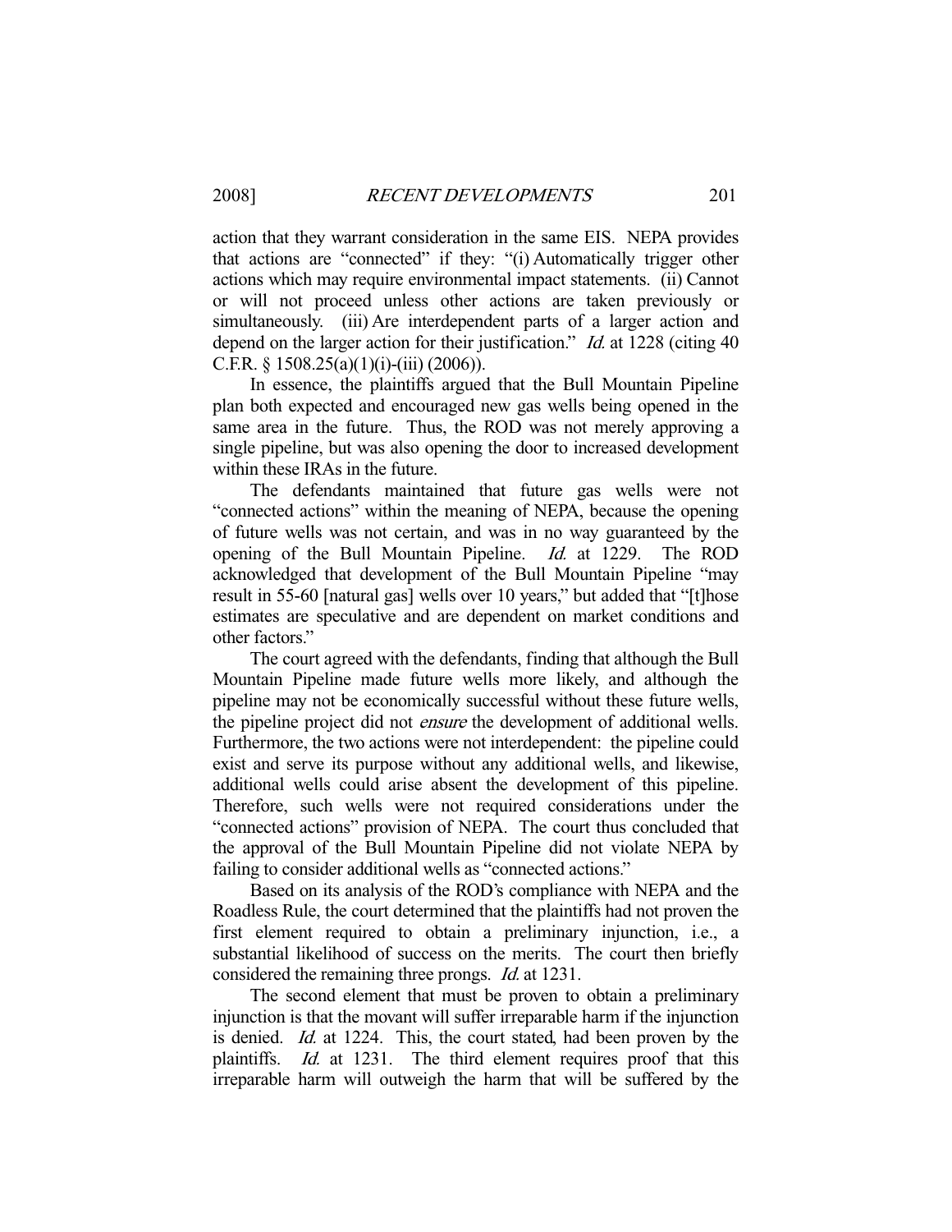action that they warrant consideration in the same EIS. NEPA provides that actions are "connected" if they: "(i) Automatically trigger other actions which may require environmental impact statements. (ii) Cannot or will not proceed unless other actions are taken previously or simultaneously. (iii) Are interdependent parts of a larger action and depend on the larger action for their justification." *Id.* at 1228 (citing 40 C.F.R. § 1508.25(a)(1)(i)-(iii) (2006)).

In essence, the plaintiffs argued that the Bull Mountain Pipeline plan both expected and encouraged new gas wells being opened in the same area in the future. Thus, the ROD was not merely approving a single pipeline, but was also opening the door to increased development within these IRAs in the future.

The defendants maintained that future gas wells were not "connected actions" within the meaning of NEPA, because the opening of future wells was not certain, and was in no way guaranteed by the opening of the Bull Mountain Pipeline. *Id.* at 1229. The ROD acknowledged that development of the Bull Mountain Pipeline "may result in 55-60 [natural gas] wells over 10 years," but added that "[t]hose estimates are speculative and are dependent on market conditions and other factors."

The court agreed with the defendants, finding that although the Bull Mountain Pipeline made future wells more likely, and although the pipeline may not be economically successful without these future wells, the pipeline project did not *ensure* the development of additional wells. Furthermore, the two actions were not interdependent: the pipeline could exist and serve its purpose without any additional wells, and likewise, additional wells could arise absent the development of this pipeline. Therefore, such wells were not required considerations under the "connected actions" provision of NEPA. The court thus concluded that the approval of the Bull Mountain Pipeline did not violate NEPA by failing to consider additional wells as "connected actions."

Based on its analysis of the ROD's compliance with NEPA and the Roadless Rule, the court determined that the plaintiffs had not proven the first element required to obtain a preliminary injunction, i.e., a substantial likelihood of success on the merits. The court then briefly considered the remaining three prongs. *Id.* at 1231.

The second element that must be proven to obtain a preliminary injunction is that the movant will suffer irreparable harm if the injunction is denied. *Id.* at 1224. This, the court stated, had been proven by the plaintiffs. *Id.* at 1231. The third element requires proof that this irreparable harm will outweigh the harm that will be suffered by the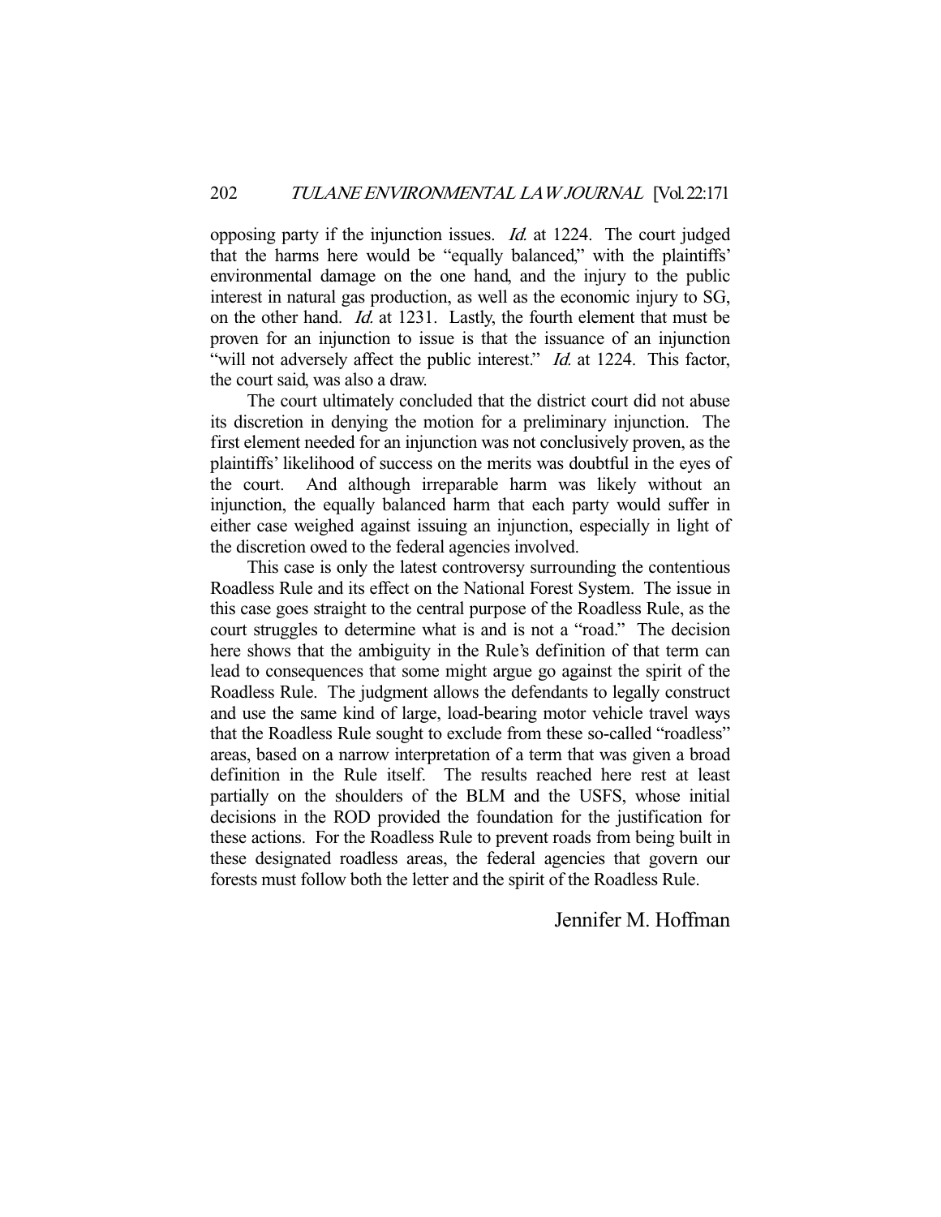opposing party if the injunction issues. *Id.* at 1224. The court judged that the harms here would be "equally balanced," with the plaintiffs' environmental damage on the one hand, and the injury to the public interest in natural gas production, as well as the economic injury to SG, on the other hand. *Id.* at 1231. Lastly, the fourth element that must be proven for an injunction to issue is that the issuance of an injunction "will not adversely affect the public interest." *Id.* at 1224. This factor, the court said, was also a draw.

The court ultimately concluded that the district court did not abuse its discretion in denying the motion for a preliminary injunction. The first element needed for an injunction was not conclusively proven, as the plaintiffs' likelihood of success on the merits was doubtful in the eyes of the court. And although irreparable harm was likely without an injunction, the equally balanced harm that each party would suffer in either case weighed against issuing an injunction, especially in light of the discretion owed to the federal agencies involved.

This case is only the latest controversy surrounding the contentious Roadless Rule and its effect on the National Forest System. The issue in this case goes straight to the central purpose of the Roadless Rule, as the court struggles to determine what is and is not a "road." The decision here shows that the ambiguity in the Rule's definition of that term can lead to consequences that some might argue go against the spirit of the Roadless Rule. The judgment allows the defendants to legally construct and use the same kind of large, load-bearing motor vehicle travel ways that the Roadless Rule sought to exclude from these so-called "roadless" areas, based on a narrow interpretation of a term that was given a broad definition in the Rule itself. The results reached here rest at least partially on the shoulders of the BLM and the USFS, whose initial decisions in the ROD provided the foundation for the justification for these actions. For the Roadless Rule to prevent roads from being built in these designated roadless areas, the federal agencies that govern our forests must follow both the letter and the spirit of the Roadless Rule.

Jennifer M. Hoffman